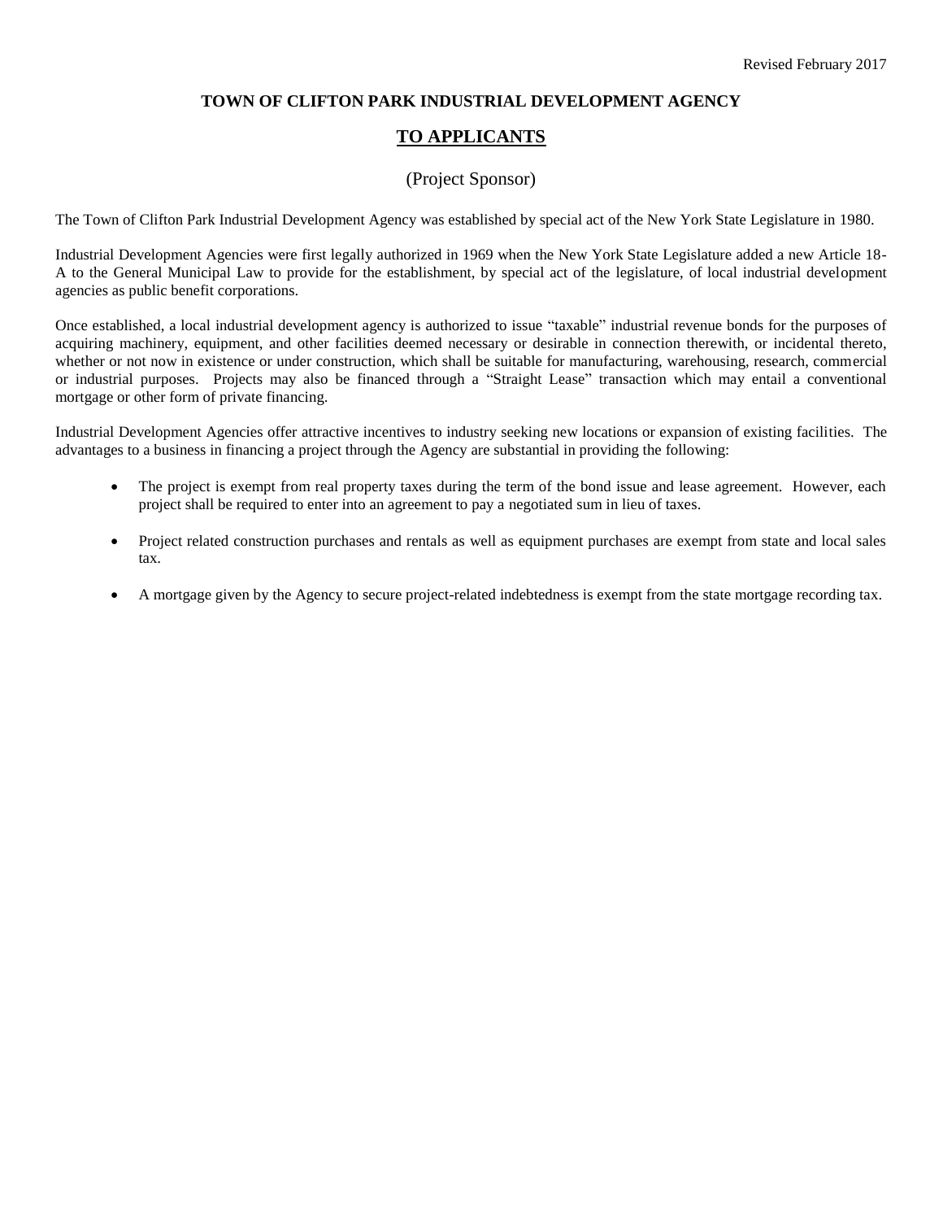Revised February 2017

**TOWN OF CLIFTON PARK INDUSTRIAL DEVELOPMENT AGENCY**

# TO APPLICANTS

(Project Sponsor)

The Town of Clifton Park Industrial Development Agency was established by special act of the New York State Legislature in 1980.

Industrial Development Agencies were first legally authorized in 1969 when the New York State Legislature added a new Article 18-A to the General Municipal Law to provide for the establishment, by special act of the legislature, of local industrial development agencies as public benefit corporations.

Once established, a local industrial development agency is authorized to issue "taxable" industrial revenue bonds for the purposes of acquiring machinery, equipment, and other facilities deemed necessary or desirable in connection therewith, or incidental thereto, whether or not now in existence or under construction, which shall be suitable for manufacturing, warehousing, research, commercial or industrial purposes. Projects may also be financed through a "Straight Lease" transaction which may entail a conventional mortgage or other form of private financing.

Industrial Development Agencies offer attractive incentives to industry seeking new locations or expansion of existing facilities. The advantages to a business in financing a project through the Agency are substantial in providing the following:

- The project is exempt from real property taxes during the term of the bond issue and lease agreement. However, each project shall be required to enter into an agreement to pay a negotiated sum in lieu of taxes.
- Project related construction purchases and rentals as well as equipment purchases are exempt from state and local sales tax.
- A mortgage given by the Agency to secure project-related indebtedness is exempt from the state mortgage recording tax.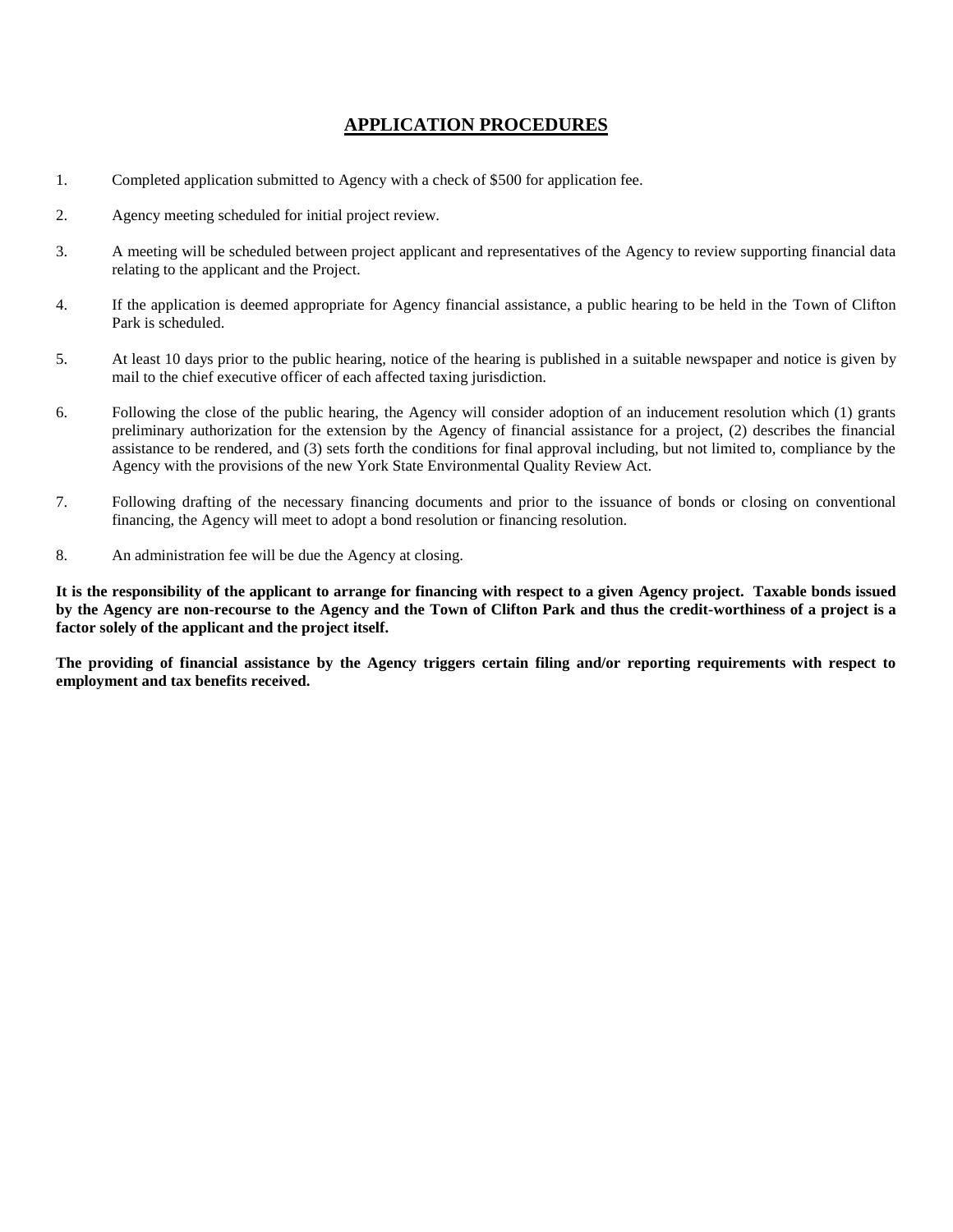## APPLICATION PROCEDURES

1. Completed application submitted to Agency with a check of $500 for application fee.

2. Agency meeting scheduled for initial project review.

3. A meeting will be scheduled between project applicant and representatives of the Agency to review supporting financial data relating to the applicant and the Project.

4. If the application is deemed appropriate for Agency financial assistance, a public hearing to be held in the Town of Clifton Park is scheduled.

5. At least 10 days prior to the public hearing, notice of the hearing is published in a suitable newspaper and notice is given by mail to the chief executive officer of each affected taxing jurisdiction.

6. Following the close of the public hearing, the Agency will consider adoption of an inducement resolution which (1) grants preliminary authorization for the extension by the Agency of financial assistance for a project, (2) describes the financial assistance to be rendered, and (3) sets forth the conditions for final approval including, but not limited to, compliance by the Agency with the provisions of the new York State Environmental Quality Review Act.

7. Following drafting of the necessary financing documents and prior to the issuance of bonds or closing on conventional financing, the Agency will meet to adopt a bond resolution or financing resolution.

8. An administration fee will be due the Agency at closing.

**It is the responsibility of the applicant to arrange for financing with respect to a given Agency project. Taxable bonds issued by the Agency are non-recourse to the Agency and the Town of Clifton Park and thus the credit-worthiness of a project is a factor solely of the applicant and the project itself.**

**The providing of financial assistance by the Agency triggers certain filing and/or reporting requirements with respect to employment and tax benefits received.**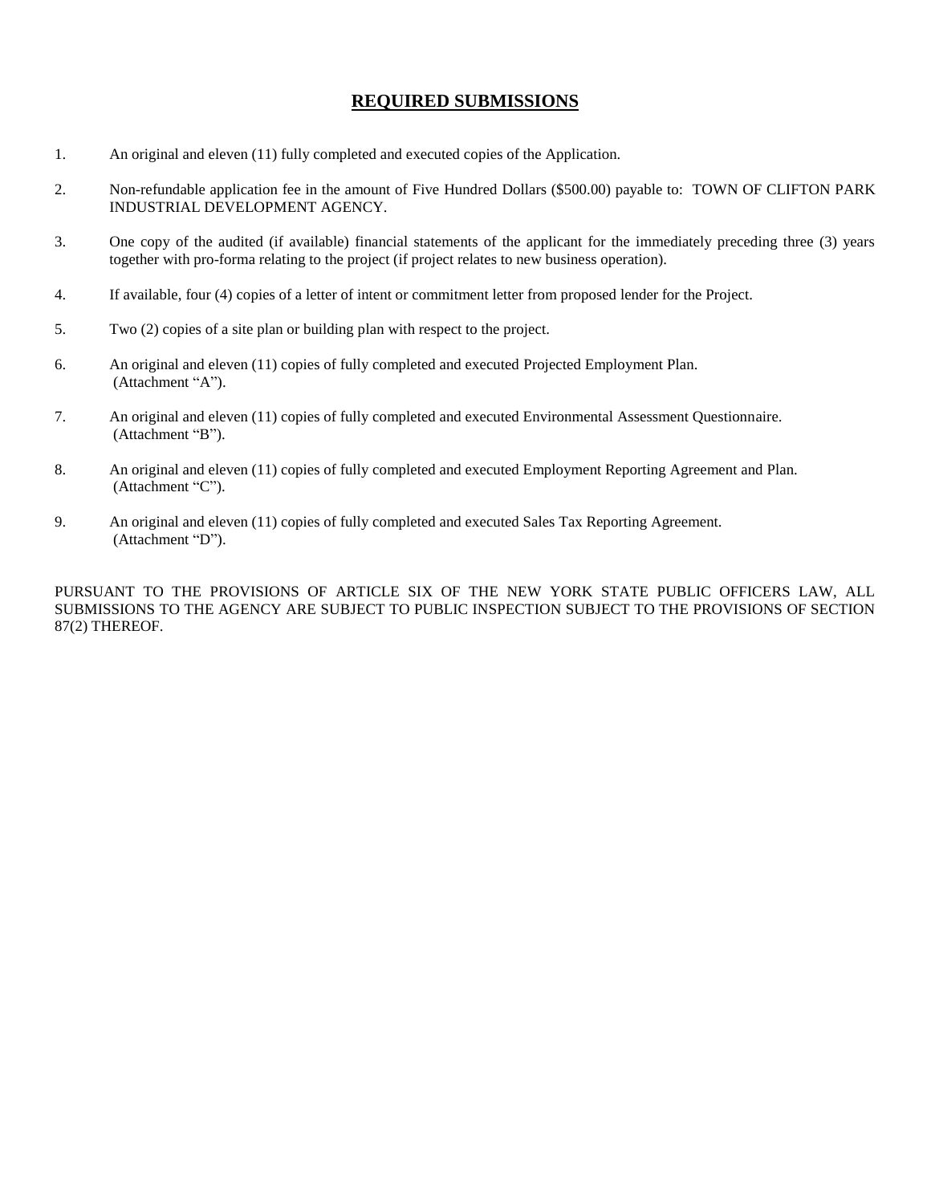## REQUIRED SUBMISSIONS

1. An original and eleven (11) fully completed and executed copies of the Application.

2. Non-refundable application fee in the amount of Five Hundred Dollars ($500.00) payable to: TOWN OF CLIFTON PARK INDUSTRIAL DEVELOPMENT AGENCY.

3. One copy of the audited (if available) financial statements of the applicant for the immediately preceding three (3) years together with pro-forma relating to the project (if project relates to new business operation).

4. If available, four (4) copies of a letter of intent or commitment letter from proposed lender for the Project.

5. Two (2) copies of a site plan or building plan with respect to the project.

6. An original and eleven (11) copies of fully completed and executed Projected Employment Plan. (Attachment "A").

7. An original and eleven (11) copies of fully completed and executed Environmental Assessment Questionnaire. (Attachment "B").

8. An original and eleven (11) copies of fully completed and executed Employment Reporting Agreement and Plan. (Attachment "C").

9. An original and eleven (11) copies of fully completed and executed Sales Tax Reporting Agreement. (Attachment "D").

PURSUANT TO THE PROVISIONS OF ARTICLE SIX OF THE NEW YORK STATE PUBLIC OFFICERS LAW, ALL SUBMISSIONS TO THE AGENCY ARE SUBJECT TO PUBLIC INSPECTION SUBJECT TO THE PROVISIONS OF SECTION 87(2) THEREOF.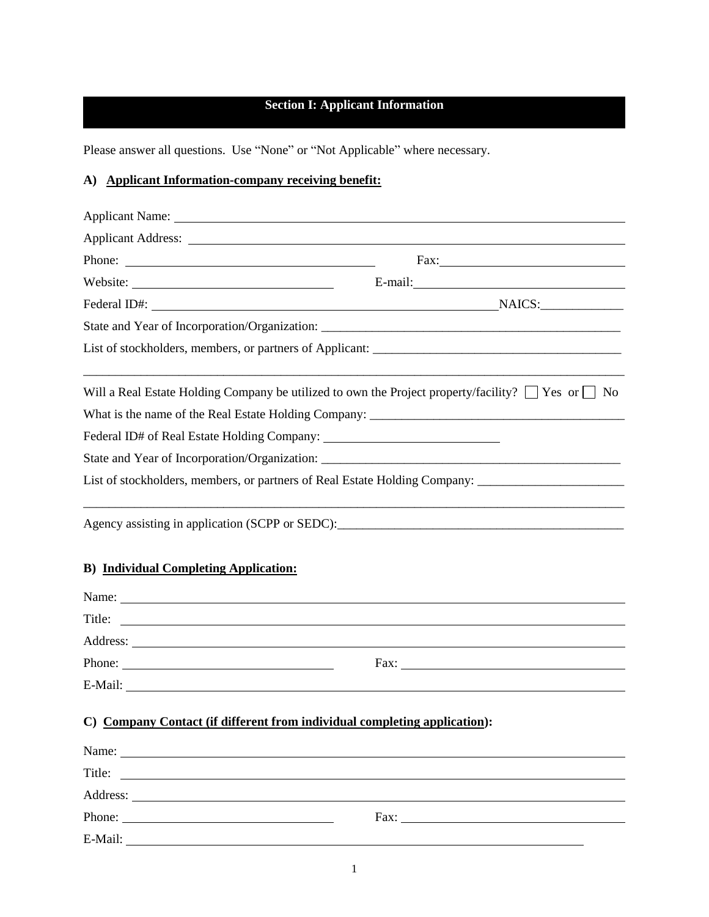## Section I: Applicant Information

Please answer all questions. Use "None" or "Not Applicable" where necessary.

### A) Applicant Information-company receiving benefit:

Applicant Name: ______________________________________________

Applicant Address: ______________________________________________

Phone: ______________________ Fax: ______________________

Website: ______________________ E-mail: ______________________

Federal ID#: ______________________ NAICS: ____________

State and Year of Incorporation/Organization: ______________________________________________

List of stockholders, members, or partners of Applicant: ______________________________________________

______________________________________________________________________________

Will a Real Estate Holding Company be utilized to own the Project property/facility? ☐ Yes or ☐ No

What is the name of the Real Estate Holding Company: ______________________________________________

Federal ID# of Real Estate Holding Company: ______________________

State and Year of Incorporation/Organization: ______________________________________________

List of stockholders, members, or partners of Real Estate Holding Company: ______________________

______________________________________________________________________________

Agency assisting in application (SCPP or SEDC): ______________________________________________

### B) Individual Completing Application:

Name: ______________________________________________

Title: ______________________________________________

Address: ______________________________________________

Phone: ______________________ Fax: ______________________

E-Mail: ______________________________________________

### C) Company Contact (if different from individual completing application):

Name: ______________________________________________

Title: ______________________________________________

Address: ______________________________________________

Phone: ______________________ Fax: ______________________

E-Mail: ______________________________________________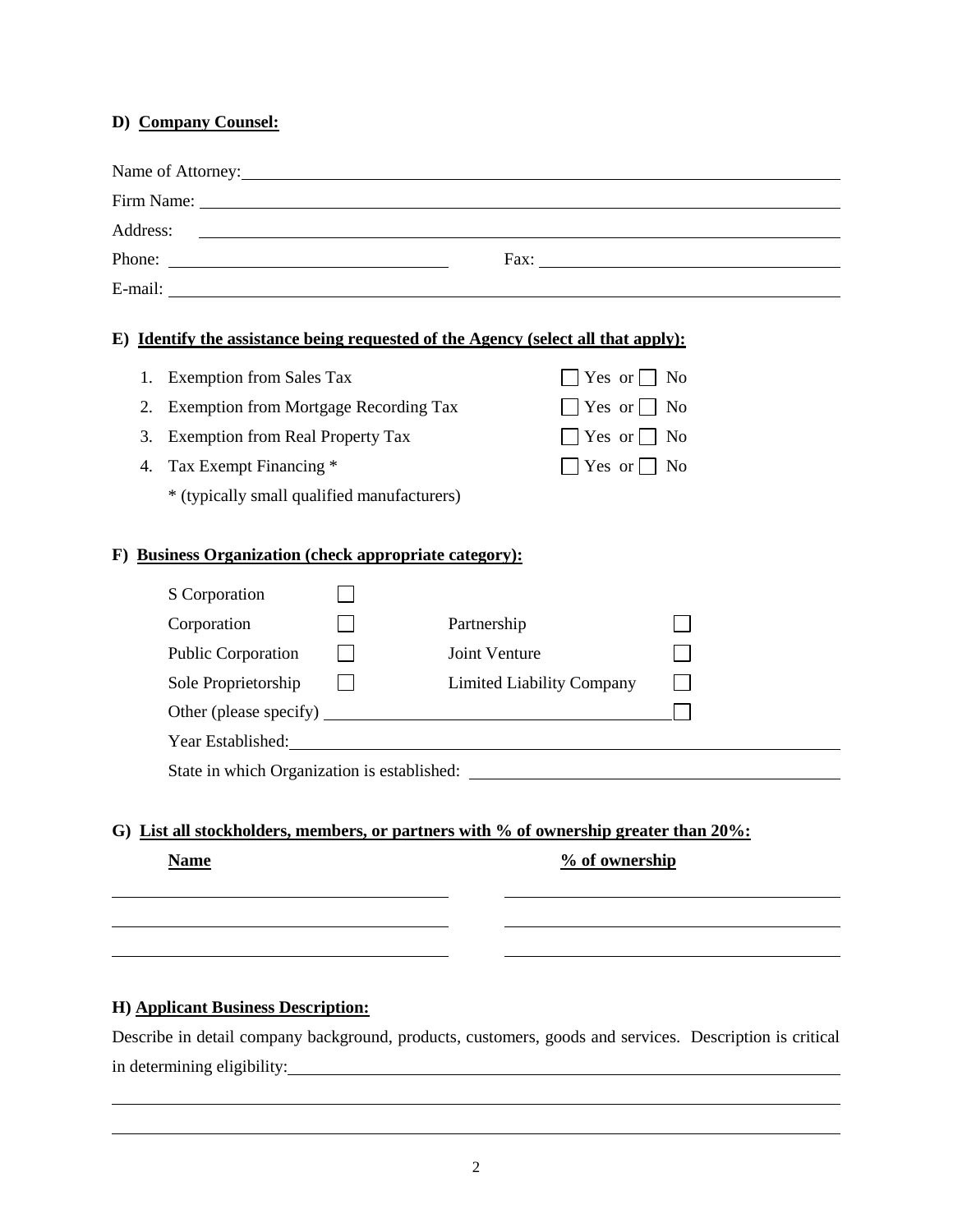**D) Company Counsel:**

Name of Attorney: \_\_\_\_\_\_\_\_\_\_\_\_\_\_\_\_\_\_\_\_\_\_\_\_\_\_\_\_\_\_\_\_

Firm Name: \_\_\_\_\_\_\_\_\_\_\_\_\_\_\_\_\_\_\_\_\_\_\_\_\_\_\_\_\_\_\_\_

Address: \_\_\_\_\_\_\_\_\_\_\_\_\_\_\_\_\_\_\_\_\_\_\_\_\_\_\_\_\_\_\_\_

Phone: \_\_\_\_\_\_\_\_\_\_\_\_\_\_\_\_ Fax: \_\_\_\_\_\_\_\_\_\_\_\_\_\_\_\_

E-mail: \_\_\_\_\_\_\_\_\_\_\_\_\_\_\_\_\_\_\_\_\_\_\_\_\_\_\_\_\_\_\_\_

**E) Identify the assistance being requested of the Agency (select all that apply):**

1. Exemption from Sales Tax ☐ Yes or ☐ No
2. Exemption from Mortgage Recording Tax ☐ Yes or ☐ No
3. Exemption from Real Property Tax ☐ Yes or ☐ No
4. Tax Exempt Financing * ☐ Yes or ☐ No

   * (typically small qualified manufacturers)

**F) Business Organization (check appropriate category):**

| | | | |
|---|---|---|---|
| S Corporation | ☐ | | |
| Corporation | ☐ | Partnership | ☐ |
| Public Corporation | ☐ | Joint Venture | ☐ |
| Sole Proprietorship | ☐ | Limited Liability Company | ☐ |

Other (please specify) \_\_\_\_\_\_\_\_\_\_\_\_\_\_\_\_ ☐

Year Established: \_\_\_\_\_\_\_\_\_\_\_\_\_\_\_\_

State in which Organization is established: \_\_\_\_\_\_\_\_\_\_\_\_\_\_\_\_

**G) List all stockholders, members, or partners with % of ownership greater than 20%:**

| **Name** | **% of ownership** |
|---|---|
| | |
| | |
| | |

**H) Applicant Business Description:**

Describe in detail company background, products, customers, goods and services. Description is critical in determining eligibility: \_\_\_\_\_\_\_\_\_\_\_\_\_\_\_\_\_\_\_\_\_\_\_\_\_\_\_\_\_\_\_\_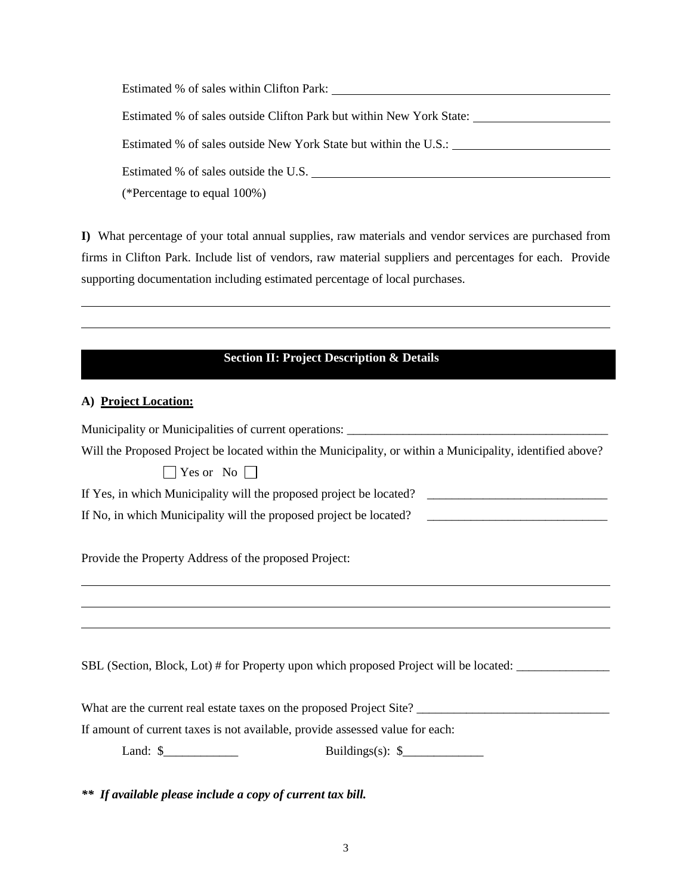Estimated % of sales within Clifton Park: ___________________________

Estimated % of sales outside Clifton Park but within New York State: ___________________________

Estimated % of sales outside New York State but within the U.S.: ___________________________

Estimated % of sales outside the U.S. ___________________________

(*Percentage to equal 100%)

**I)** What percentage of your total annual supplies, raw materials and vendor services are purchased from firms in Clifton Park. Include list of vendors, raw material suppliers and percentages for each. Provide supporting documentation including estimated percentage of local purchases.

_______________________________________________________________________________

_______________________________________________________________________________

## Section II: Project Description & Details

**A) Project Location:**

Municipality or Municipalities of current operations: ___________________________________________

Will the Proposed Project be located within the Municipality, or within a Municipality, identified above?

☐ Yes or No ☐

If Yes, in which Municipality will the proposed project be located? ______________________________

If No, in which Municipality will the proposed project be located? ______________________________

Provide the Property Address of the proposed Project:

_______________________________________________________________________________

_______________________________________________________________________________

_______________________________________________________________________________

SBL (Section, Block, Lot) # for Property upon which proposed Project will be located: _______________

What are the current real estate taxes on the proposed Project Site? _______________________________

If amount of current taxes is not available, provide assessed value for each:

Land: $____________ Buildings(s): $_____________

***\*\* If available please include a copy of current tax bill.***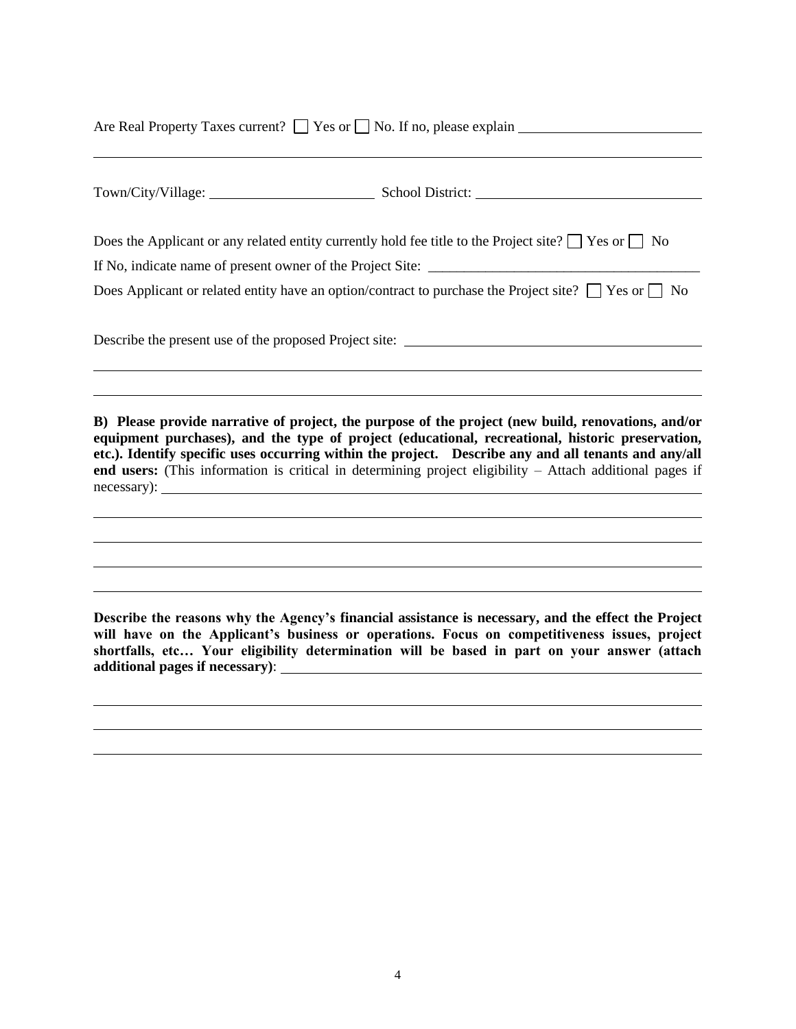Are Real Property Taxes current? ☐ Yes or ☐ No. If no, please explain \_\_\_\_\_\_\_\_\_\_\_\_\_\_\_\_\_\_\_\_\_\_\_\_\_\_

\_\_\_\_\_\_\_\_\_\_\_\_\_\_\_\_\_\_\_\_\_\_\_\_\_\_\_\_\_\_\_\_\_\_\_\_\_\_\_\_\_\_\_\_\_\_\_\_\_\_\_\_\_\_\_\_\_\_\_\_\_\_\_\_\_\_\_\_\_\_\_\_\_\_\_\_\_\_\_\_\_\_

Town/City/Village: \_\_\_\_\_\_\_\_\_\_\_\_\_\_\_\_\_\_\_\_\_\_\_\_ School District: \_\_\_\_\_\_\_\_\_\_\_\_\_\_\_\_\_\_\_\_\_\_\_\_\_\_\_\_\_\_\_\_

Does the Applicant or any related entity currently hold fee title to the Project site? ☐ Yes or ☐ No

If No, indicate name of present owner of the Project Site: \_\_\_\_\_\_\_\_\_\_\_\_\_\_\_\_\_\_\_\_\_\_\_\_\_\_\_\_\_\_\_\_\_\_\_\_\_\_

Does Applicant or related entity have an option/contract to purchase the Project site? ☐ Yes or ☐ No

Describe the present use of the proposed Project site: \_\_\_\_\_\_\_\_\_\_\_\_\_\_\_\_\_\_\_\_\_\_\_\_\_\_\_\_\_\_\_\_\_\_\_\_\_\_\_\_\_\_

\_\_\_\_\_\_\_\_\_\_\_\_\_\_\_\_\_\_\_\_\_\_\_\_\_\_\_\_\_\_\_\_\_\_\_\_\_\_\_\_\_\_\_\_\_\_\_\_\_\_\_\_\_\_\_\_\_\_\_\_\_\_\_\_\_\_\_\_\_\_\_\_\_\_\_\_\_\_\_\_\_\_

\_\_\_\_\_\_\_\_\_\_\_\_\_\_\_\_\_\_\_\_\_\_\_\_\_\_\_\_\_\_\_\_\_\_\_\_\_\_\_\_\_\_\_\_\_\_\_\_\_\_\_\_\_\_\_\_\_\_\_\_\_\_\_\_\_\_\_\_\_\_\_\_\_\_\_\_\_\_\_\_\_\_

**B) Please provide narrative of project, the purpose of the project (new build, renovations, and/or equipment purchases), and the type of project (educational, recreational, historic preservation, etc.). Identify specific uses occurring within the project. Describe any and all tenants and any/all end users:** (This information is critical in determining project eligibility – Attach additional pages if necessary): \_\_\_\_\_\_\_\_\_\_\_\_\_\_\_\_\_\_\_\_\_\_\_\_\_\_\_\_\_\_\_\_\_\_\_\_\_\_\_\_\_\_\_\_\_\_\_\_\_\_\_\_\_\_\_\_\_\_\_\_\_\_\_\_\_\_\_\_\_\_

\_\_\_\_\_\_\_\_\_\_\_\_\_\_\_\_\_\_\_\_\_\_\_\_\_\_\_\_\_\_\_\_\_\_\_\_\_\_\_\_\_\_\_\_\_\_\_\_\_\_\_\_\_\_\_\_\_\_\_\_\_\_\_\_\_\_\_\_\_\_\_\_\_\_\_\_\_\_\_\_\_\_

\_\_\_\_\_\_\_\_\_\_\_\_\_\_\_\_\_\_\_\_\_\_\_\_\_\_\_\_\_\_\_\_\_\_\_\_\_\_\_\_\_\_\_\_\_\_\_\_\_\_\_\_\_\_\_\_\_\_\_\_\_\_\_\_\_\_\_\_\_\_\_\_\_\_\_\_\_\_\_\_\_\_

\_\_\_\_\_\_\_\_\_\_\_\_\_\_\_\_\_\_\_\_\_\_\_\_\_\_\_\_\_\_\_\_\_\_\_\_\_\_\_\_\_\_\_\_\_\_\_\_\_\_\_\_\_\_\_\_\_\_\_\_\_\_\_\_\_\_\_\_\_\_\_\_\_\_\_\_\_\_\_\_\_\_

\_\_\_\_\_\_\_\_\_\_\_\_\_\_\_\_\_\_\_\_\_\_\_\_\_\_\_\_\_\_\_\_\_\_\_\_\_\_\_\_\_\_\_\_\_\_\_\_\_\_\_\_\_\_\_\_\_\_\_\_\_\_\_\_\_\_\_\_\_\_\_\_\_\_\_\_\_\_\_\_\_\_

**Describe the reasons why the Agency's financial assistance is necessary, and the effect the Project will have on the Applicant's business or operations. Focus on competitiveness issues, project shortfalls, etc… Your eligibility determination will be based in part on your answer (attach additional pages if necessary)**: \_\_\_\_\_\_\_\_\_\_\_\_\_\_\_\_\_\_\_\_\_\_\_\_\_\_\_\_\_\_\_\_\_\_\_\_\_\_\_\_\_\_\_\_\_\_\_\_\_\_\_\_\_\_

\_\_\_\_\_\_\_\_\_\_\_\_\_\_\_\_\_\_\_\_\_\_\_\_\_\_\_\_\_\_\_\_\_\_\_\_\_\_\_\_\_\_\_\_\_\_\_\_\_\_\_\_\_\_\_\_\_\_\_\_\_\_\_\_\_\_\_\_\_\_\_\_\_\_\_\_\_\_\_\_\_\_

\_\_\_\_\_\_\_\_\_\_\_\_\_\_\_\_\_\_\_\_\_\_\_\_\_\_\_\_\_\_\_\_\_\_\_\_\_\_\_\_\_\_\_\_\_\_\_\_\_\_\_\_\_\_\_\_\_\_\_\_\_\_\_\_\_\_\_\_\_\_\_\_\_\_\_\_\_\_\_\_\_\_

\_\_\_\_\_\_\_\_\_\_\_\_\_\_\_\_\_\_\_\_\_\_\_\_\_\_\_\_\_\_\_\_\_\_\_\_\_\_\_\_\_\_\_\_\_\_\_\_\_\_\_\_\_\_\_\_\_\_\_\_\_\_\_\_\_\_\_\_\_\_\_\_\_\_\_\_\_\_\_\_\_\_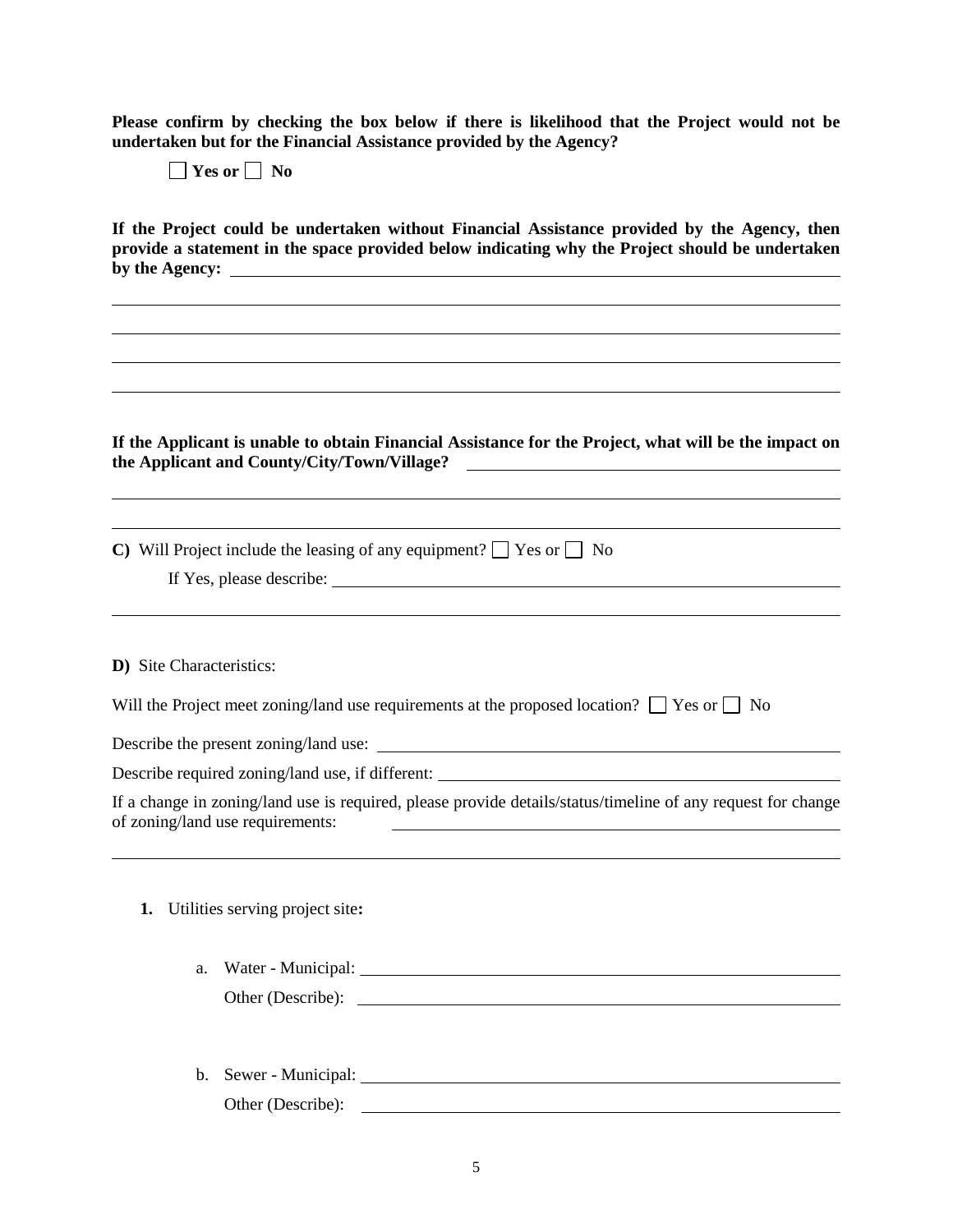**Please confirm by checking the box below if there is likelihood that the Project would not be undertaken but for the Financial Assistance provided by the Agency?**

☐ **Yes or** ☐ **No**

**If the Project could be undertaken without Financial Assistance provided by the Agency, then provide a statement in the space provided below indicating why the Project should be undertaken by the Agency:** \_\_\_\_\_\_\_\_\_\_\_\_\_\_\_\_\_\_\_\_\_\_\_\_\_\_\_\_\_\_\_\_\_\_\_\_\_\_\_\_

\_\_\_\_\_\_\_\_\_\_\_\_\_\_\_\_\_\_\_\_\_\_\_\_\_\_\_\_\_\_\_\_\_\_\_\_\_\_\_\_\_\_\_\_\_\_\_\_\_\_\_\_\_\_\_\_\_\_\_\_

\_\_\_\_\_\_\_\_\_\_\_\_\_\_\_\_\_\_\_\_\_\_\_\_\_\_\_\_\_\_\_\_\_\_\_\_\_\_\_\_\_\_\_\_\_\_\_\_\_\_\_\_\_\_\_\_\_\_\_\_

\_\_\_\_\_\_\_\_\_\_\_\_\_\_\_\_\_\_\_\_\_\_\_\_\_\_\_\_\_\_\_\_\_\_\_\_\_\_\_\_\_\_\_\_\_\_\_\_\_\_\_\_\_\_\_\_\_\_\_\_

\_\_\_\_\_\_\_\_\_\_\_\_\_\_\_\_\_\_\_\_\_\_\_\_\_\_\_\_\_\_\_\_\_\_\_\_\_\_\_\_\_\_\_\_\_\_\_\_\_\_\_\_\_\_\_\_\_\_\_\_

**If the Applicant is unable to obtain Financial Assistance for the Project, what will be the impact on the Applicant and County/City/Town/Village?** \_\_\_\_\_\_\_\_\_\_\_\_\_\_\_\_\_\_\_\_\_\_\_\_\_\_\_\_\_\_

\_\_\_\_\_\_\_\_\_\_\_\_\_\_\_\_\_\_\_\_\_\_\_\_\_\_\_\_\_\_\_\_\_\_\_\_\_\_\_\_\_\_\_\_\_\_\_\_\_\_\_\_\_\_\_\_\_\_\_\_

\_\_\_\_\_\_\_\_\_\_\_\_\_\_\_\_\_\_\_\_\_\_\_\_\_\_\_\_\_\_\_\_\_\_\_\_\_\_\_\_\_\_\_\_\_\_\_\_\_\_\_\_\_\_\_\_\_\_\_\_

**C)** Will Project include the leasing of any equipment? ☐ Yes or ☐ No

If Yes, please describe: \_\_\_\_\_\_\_\_\_\_\_\_\_\_\_\_\_\_\_\_\_\_\_\_\_\_\_\_\_\_\_\_\_\_\_\_\_\_\_\_\_\_\_\_

\_\_\_\_\_\_\_\_\_\_\_\_\_\_\_\_\_\_\_\_\_\_\_\_\_\_\_\_\_\_\_\_\_\_\_\_\_\_\_\_\_\_\_\_\_\_\_\_\_\_\_\_\_\_\_\_\_\_\_\_

**D)** Site Characteristics:

Will the Project meet zoning/land use requirements at the proposed location? ☐ Yes or ☐ No

Describe the present zoning/land use: \_\_\_\_\_\_\_\_\_\_\_\_\_\_\_\_\_\_\_\_\_\_\_\_\_\_\_\_\_\_\_\_\_\_\_\_\_\_\_\_

Describe required zoning/land use, if different: \_\_\_\_\_\_\_\_\_\_\_\_\_\_\_\_\_\_\_\_\_\_\_\_\_\_\_\_\_\_\_\_\_\_\_

If a change in zoning/land use is required, please provide details/status/timeline of any request for change of zoning/land use requirements: \_\_\_\_\_\_\_\_\_\_\_\_\_\_\_\_\_\_\_\_\_\_\_\_\_\_\_\_\_\_\_\_\_\_\_\_\_\_

\_\_\_\_\_\_\_\_\_\_\_\_\_\_\_\_\_\_\_\_\_\_\_\_\_\_\_\_\_\_\_\_\_\_\_\_\_\_\_\_\_\_\_\_\_\_\_\_\_\_\_\_\_\_\_\_\_\_\_\_

1. Utilities serving project site**:**

   a. Water - Municipal: \_\_\_\_\_\_\_\_\_\_\_\_\_\_\_\_\_\_\_\_\_\_\_\_\_\_\_\_\_\_\_\_\_\_\_\_\_\_\_\_\_\_\_\_\_\_
      Other (Describe): \_\_\_\_\_\_\_\_\_\_\_\_\_\_\_\_\_\_\_\_\_\_\_\_\_\_\_\_\_\_\_\_\_\_\_\_\_\_\_\_\_\_\_\_\_\_\_

   b. Sewer - Municipal: \_\_\_\_\_\_\_\_\_\_\_\_\_\_\_\_\_\_\_\_\_\_\_\_\_\_\_\_\_\_\_\_\_\_\_\_\_\_\_\_\_\_\_\_\_\_
      Other (Describe): \_\_\_\_\_\_\_\_\_\_\_\_\_\_\_\_\_\_\_\_\_\_\_\_\_\_\_\_\_\_\_\_\_\_\_\_\_\_\_\_\_\_\_\_\_\_\_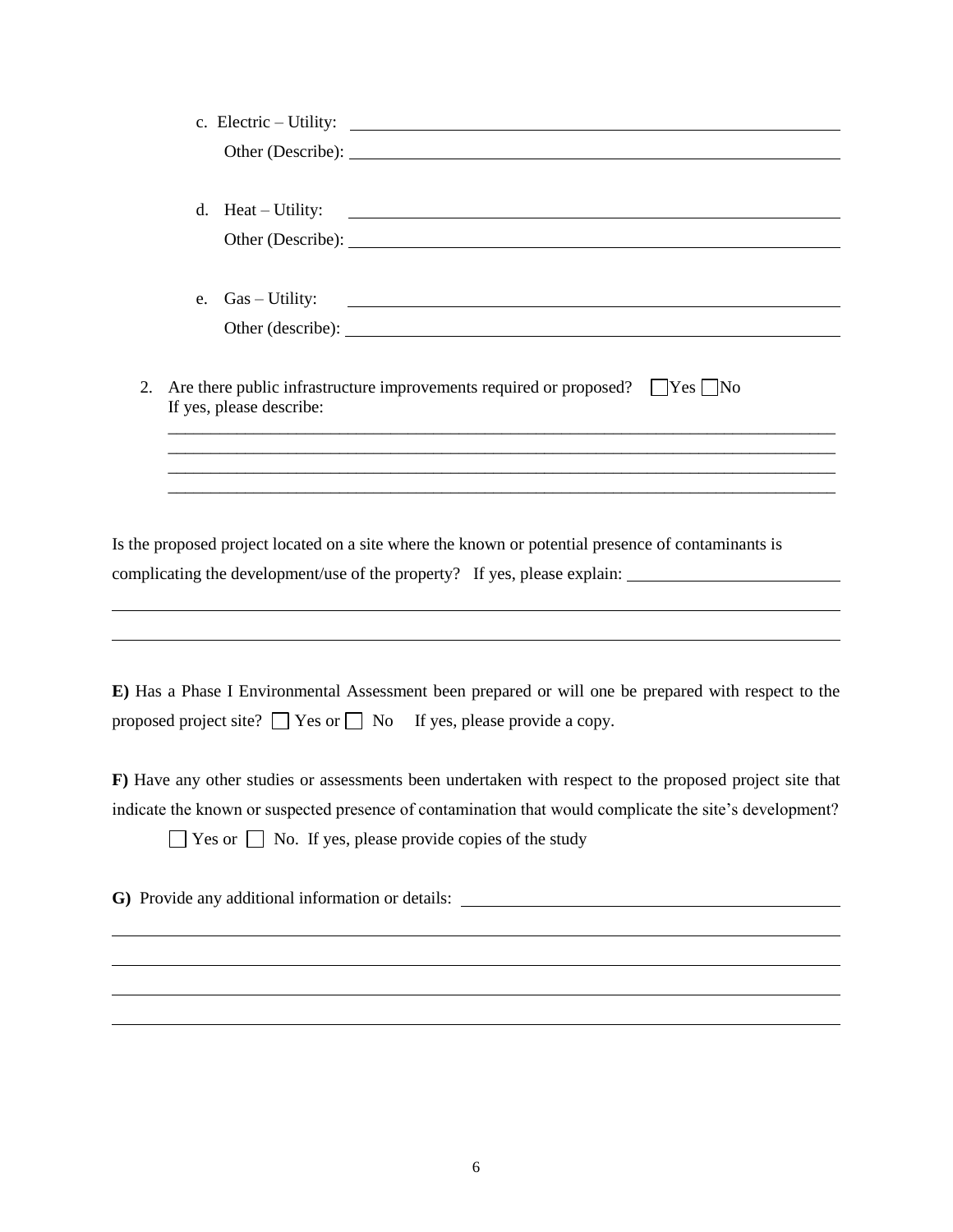c. Electric – Utility: ______________________________________________

   Other (Describe): ______________________________________________

d. Heat – Utility: ______________________________________________

   Other (Describe): ______________________________________________

e. Gas – Utility: ______________________________________________

   Other (describe): ______________________________________________

2. Are there public infrastructure improvements required or proposed? ☐ Yes ☐ No
   If yes, please describe:
   ____________________________________________________________________________
   ____________________________________________________________________________
   ____________________________________________________________________________
   ____________________________________________________________________________

Is the proposed project located on a site where the known or potential presence of contaminants is complicating the development/use of the property? If yes, please explain: ______________________
____________________________________________________________________________
____________________________________________________________________________

**E)** Has a Phase I Environmental Assessment been prepared or will one be prepared with respect to the proposed project site? ☐ Yes or ☐ No If yes, please provide a copy.

**F)** Have any other studies or assessments been undertaken with respect to the proposed project site that indicate the known or suspected presence of contamination that would complicate the site's development?
☐ Yes or ☐ No. If yes, please provide copies of the study

**G)** Provide any additional information or details: ______________________________________________
____________________________________________________________________________
____________________________________________________________________________
____________________________________________________________________________
____________________________________________________________________________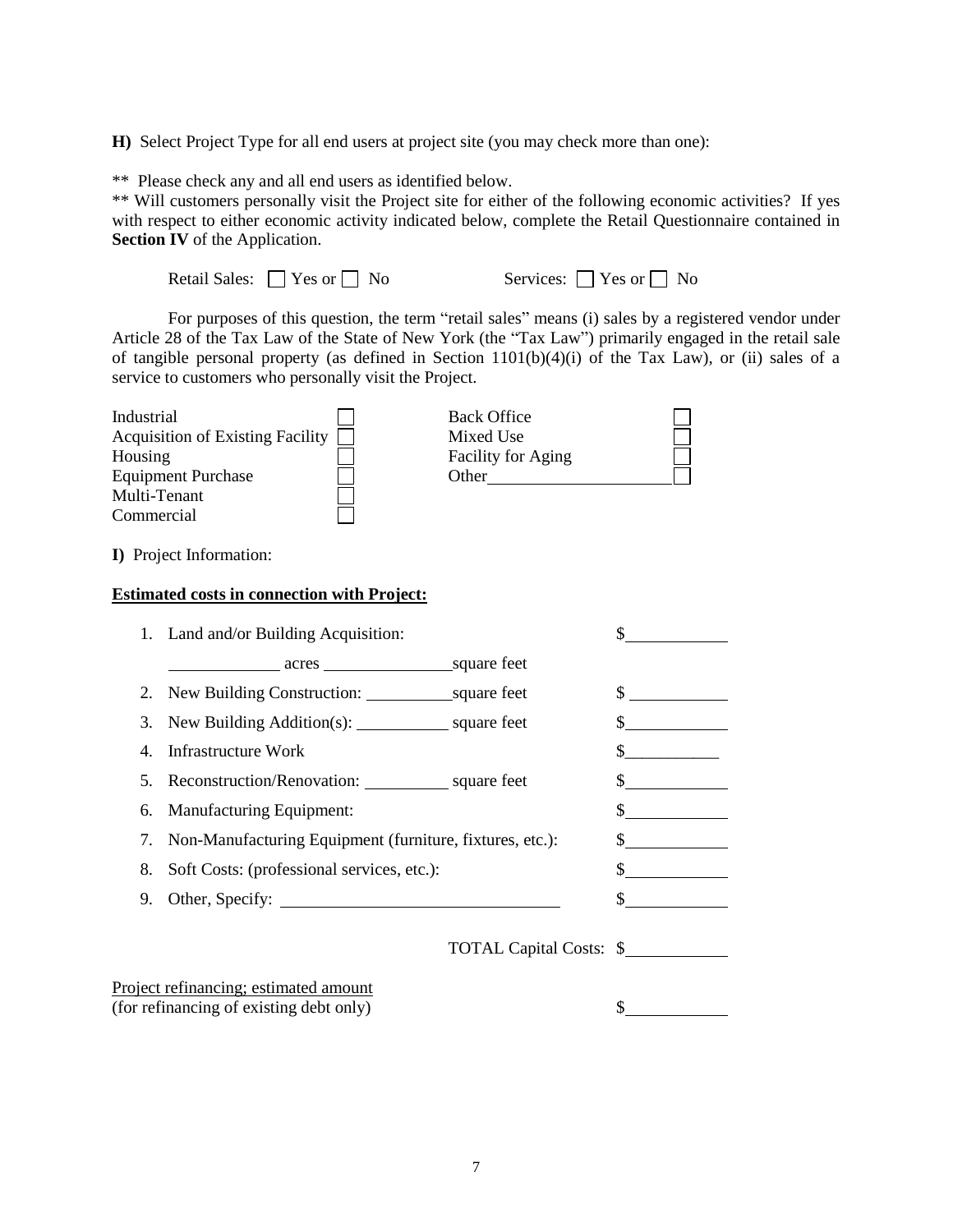**H)** Select Project Type for all end users at project site (you may check more than one):

** Please check any and all end users as identified below.

** Will customers personally visit the Project site for either of the following economic activities? If yes with respect to either economic activity indicated below, complete the Retail Questionnaire contained in **Section IV** of the Application.

Retail Sales: ☐ Yes or ☐ No Services: ☐ Yes or ☐ No

For purposes of this question, the term "retail sales" means (i) sales by a registered vendor under Article 28 of the Tax Law of the State of New York (the "Tax Law") primarily engaged in the retail sale of tangible personal property (as defined in Section 1101(b)(4)(i) of the Tax Law), or (ii) sales of a service to customers who personally visit the Project.

| | | | |
|---|---|---|---|
| Industrial | ☐ | Back Office | ☐ |
| Acquisition of Existing Facility | ☐ | Mixed Use | ☐ |
| Housing | ☐ | Facility for Aging | ☐ |
| Equipment Purchase | ☐ | Other____________________ | ☐ |
| Multi-Tenant | ☐ | | |
| Commercial | ☐ | | |

**I)** Project Information:

**Estimated costs in connection with Project:**

1. Land and/or Building Acquisition: $__________

   __________ acres __________ square feet
2. New Building Construction: __________ square feet $__________
3. New Building Addition(s): __________ square feet $__________
4. Infrastructure Work $__________
5. Reconstruction/Renovation: __________ square feet $__________
6. Manufacturing Equipment: $__________
7. Non-Manufacturing Equipment (furniture, fixtures, etc.): $__________
8. Soft Costs: (professional services, etc.): $__________
9. Other, Specify: ______________________________ $__________

TOTAL Capital Costs: $__________

Project refinancing; estimated amount
(for refinancing of existing debt only) $__________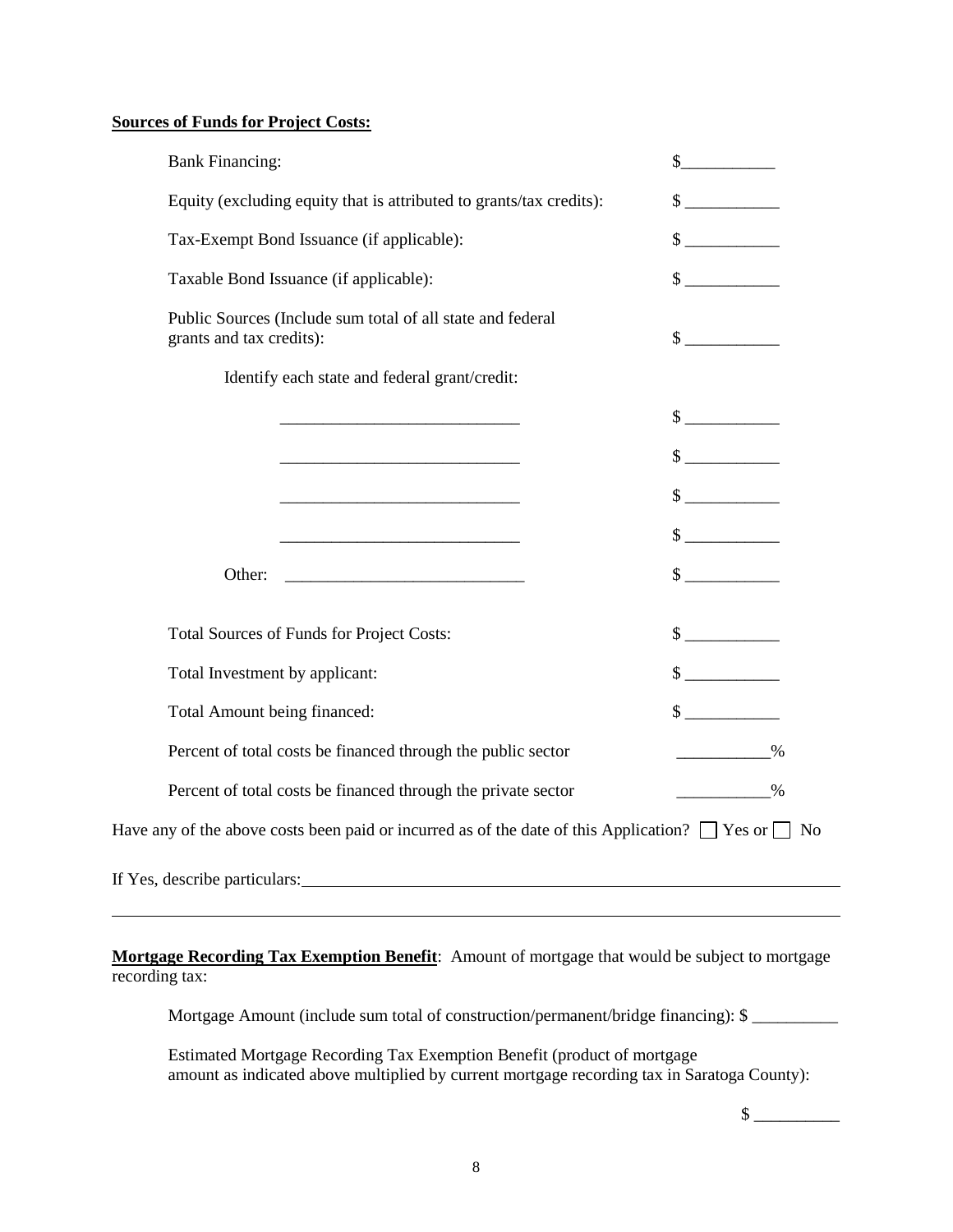**Sources of Funds for Project Costs:**

| | |
|---|---|
| Bank Financing: | $___________ |
| Equity (excluding equity that is attributed to grants/tax credits): | $ ___________ |
| Tax-Exempt Bond Issuance (if applicable): | $ ___________ |
| Taxable Bond Issuance (if applicable): | $ ___________ |
| Public Sources (Include sum total of all state and federal grants and tax credits): | $ ___________ |
| Identify each state and federal grant/credit: | |
| ____________________________ | $ ___________ |
| ____________________________ | $ ___________ |
| ____________________________ | $ ___________ |
| ____________________________ | $ ___________ |
| Other: ____________________________ | $ ___________ |
| Total Sources of Funds for Project Costs: | $ ___________ |
| Total Investment by applicant: | $ ___________ |
| Total Amount being financed: | $ ___________ |
| Percent of total costs be financed through the public sector | ___________% |
| Percent of total costs be financed through the private sector | ___________% |

Have any of the above costs been paid or incurred as of the date of this Application? ☐ Yes or ☐ No

If Yes, describe particulars: ______________________________________________________________

______________________________________________________________________________

**Mortgage Recording Tax Exemption Benefit**: Amount of mortgage that would be subject to mortgage recording tax:

Mortgage Amount (include sum total of construction/permanent/bridge financing): $ __________

Estimated Mortgage Recording Tax Exemption Benefit (product of mortgage amount as indicated above multiplied by current mortgage recording tax in Saratoga County):

$ __________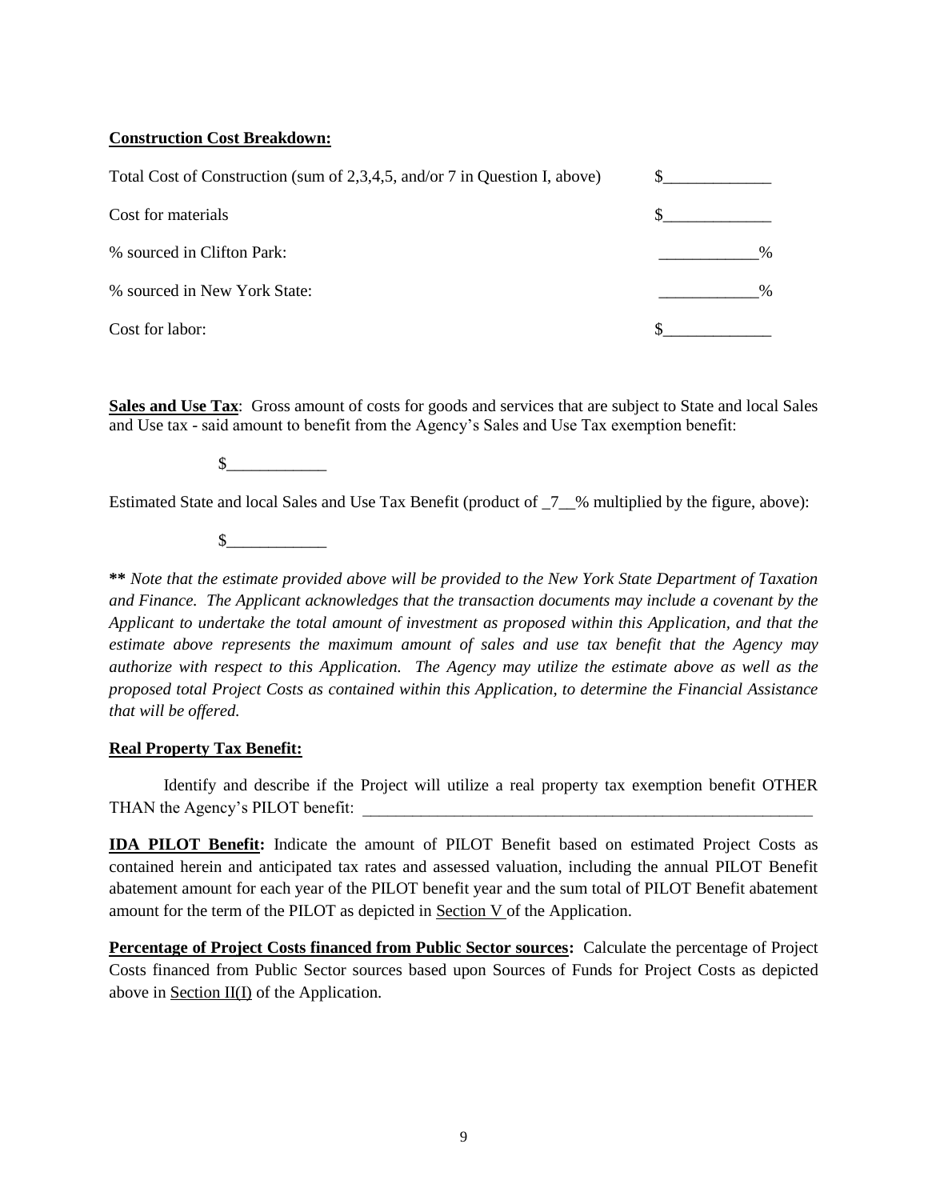**Construction Cost Breakdown:**

| | |
|---|---|
| Total Cost of Construction (sum of 2,3,4,5, and/or 7 in Question I, above) | $_____________ |
| Cost for materials | $_____________ |
| % sourced in Clifton Park: | ____________% |
| % sourced in New York State: | ____________% |
| Cost for labor: | $_____________ |

**Sales and Use Tax**: Gross amount of costs for goods and services that are subject to State and local Sales and Use tax - said amount to benefit from the Agency's Sales and Use Tax exemption benefit:

$____________

Estimated State and local Sales and Use Tax Benefit (product of _7__% multiplied by the figure, above):

$____________

**\*\*** *Note that the estimate provided above will be provided to the New York State Department of Taxation and Finance. The Applicant acknowledges that the transaction documents may include a covenant by the Applicant to undertake the total amount of investment as proposed within this Application, and that the estimate above represents the maximum amount of sales and use tax benefit that the Agency may authorize with respect to this Application. The Agency may utilize the estimate above as well as the proposed total Project Costs as contained within this Application, to determine the Financial Assistance that will be offered.*

**Real Property Tax Benefit:**

Identify and describe if the Project will utilize a real property tax exemption benefit OTHER THAN the Agency's PILOT benefit: ________________________________________________________

**IDA PILOT Benefit:** Indicate the amount of PILOT Benefit based on estimated Project Costs as contained herein and anticipated tax rates and assessed valuation, including the annual PILOT Benefit abatement amount for each year of the PILOT benefit year and the sum total of PILOT Benefit abatement amount for the term of the PILOT as depicted in Section V of the Application.

**Percentage of Project Costs financed from Public Sector sources:** Calculate the percentage of Project Costs financed from Public Sector sources based upon Sources of Funds for Project Costs as depicted above in Section II(I) of the Application.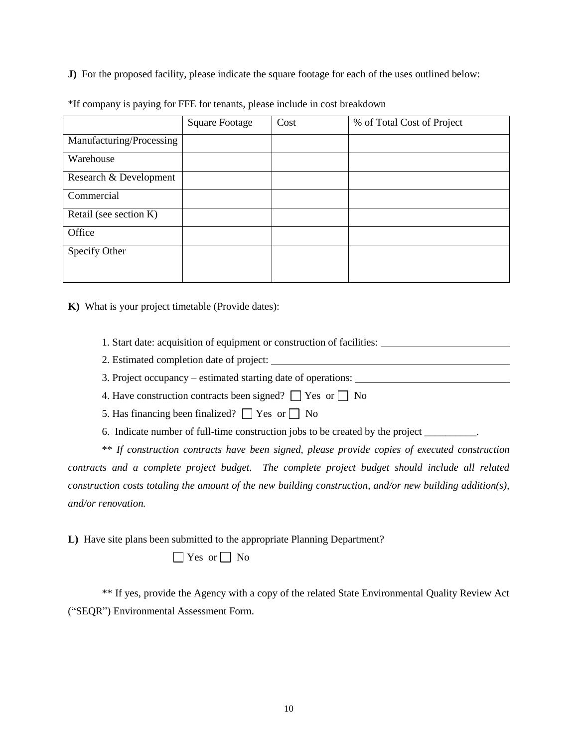**J)** For the proposed facility, please indicate the square footage for each of the uses outlined below:

*If company is paying for FFE for tenants, please include in cost breakdown

| | Square Footage | Cost | % of Total Cost of Project |
|---|---|---|---|
| Manufacturing/Processing | | | |
| Warehouse | | | |
| Research & Development | | | |
| Commercial | | | |
| Retail (see section K) | | | |
| Office | | | |
| Specify Other | | | |

**K)** What is your project timetable (Provide dates):

1. Start date: acquisition of equipment or construction of facilities: ________________________
2. Estimated completion date of project: ________________________________________________
3. Project occupancy – estimated starting date of operations: ____________________________
4. Have construction contracts been signed? ☐ Yes or ☐ No
5. Has financing been finalized? ☐ Yes or ☐ No
6. Indicate number of full-time construction jobs to be created by the project __________.

** *If construction contracts have been signed, please provide copies of executed construction contracts and a complete project budget. The complete project budget should include all related construction costs totaling the amount of the new building construction, and/or new building addition(s), and/or renovation.*

**L)** Have site plans been submitted to the appropriate Planning Department?

☐ Yes or ☐ No

** If yes, provide the Agency with a copy of the related State Environmental Quality Review Act ("SEQR") Environmental Assessment Form.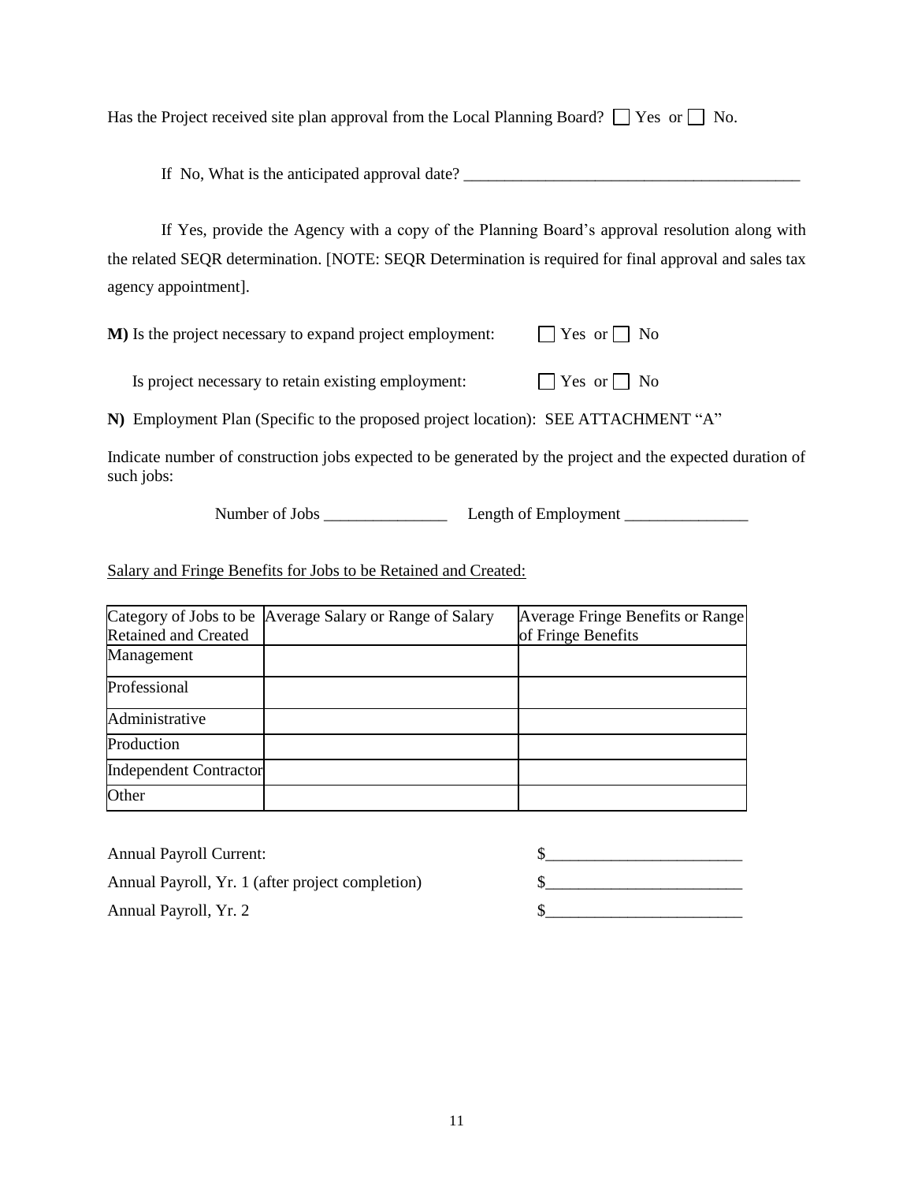Has the Project received site plan approval from the Local Planning Board? ☐ Yes or ☐ No.

If No, What is the anticipated approval date? ________________________________________

If Yes, provide the Agency with a copy of the Planning Board's approval resolution along with the related SEQR determination. [NOTE: SEQR Determination is required for final approval and sales tax agency appointment].

**M)** Is the project necessary to expand project employment: ☐ Yes or ☐ No

Is project necessary to retain existing employment: ☐ Yes or ☐ No

**N)** Employment Plan (Specific to the proposed project location): SEE ATTACHMENT "A"

Indicate number of construction jobs expected to be generated by the project and the expected duration of such jobs:

Number of Jobs _______________ Length of Employment _______________

Salary and Fringe Benefits for Jobs to be Retained and Created:

| Category of Jobs to be Retained and Created | Average Salary or Range of Salary | Average Fringe Benefits or Range of Fringe Benefits |
|---|---|---|
| Management | | |
| Professional | | |
| Administrative | | |
| Production | | |
| Independent Contractor | | |
| Other | | |

Annual Payroll Current: $________________________

Annual Payroll, Yr. 1 (after project completion) $________________________

Annual Payroll, Yr. 2 $________________________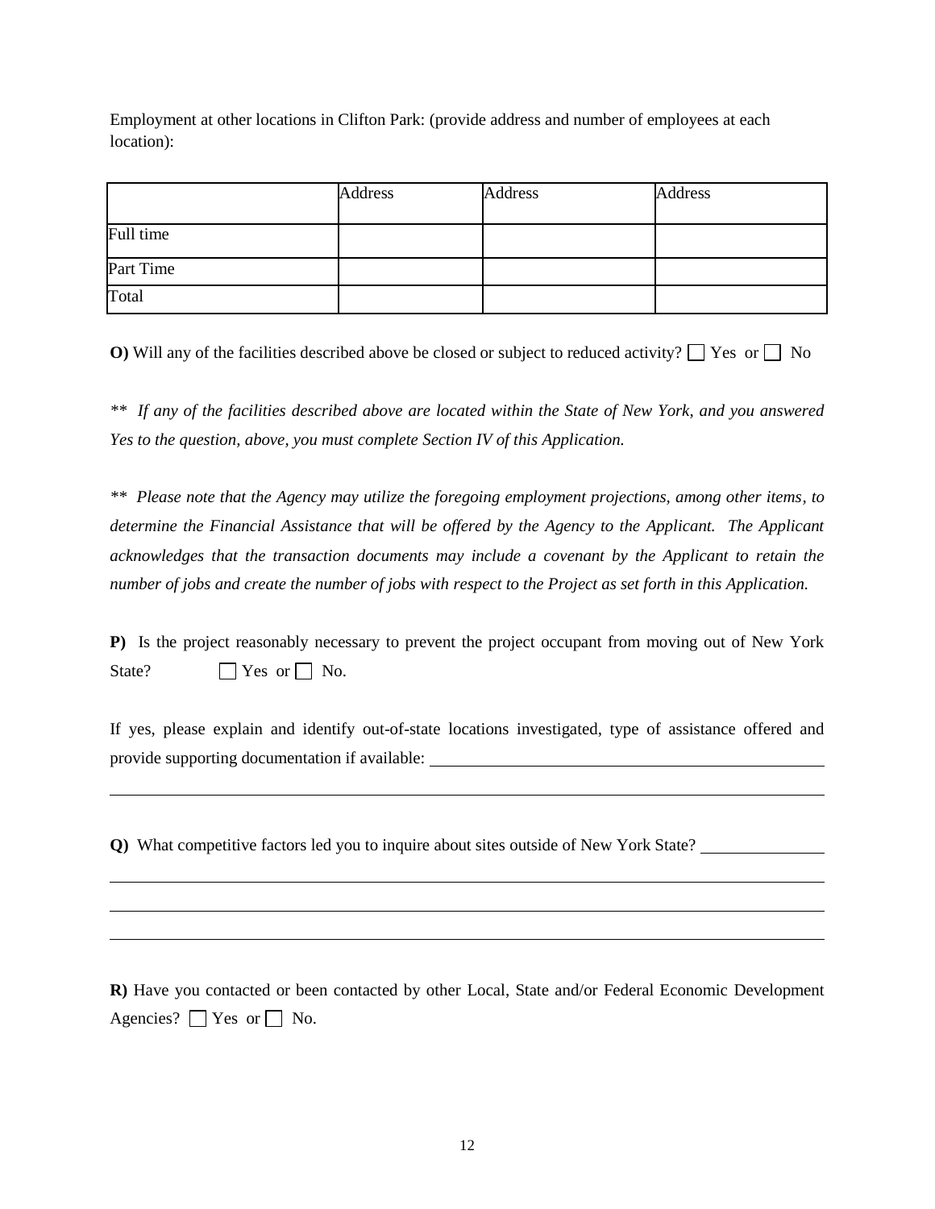Employment at other locations in Clifton Park: (provide address and number of employees at each location):

| | Address | Address | Address |
|---|---|---|---|
| Full time | | | |
| Part Time | | | |
| Total | | | |

**O)** Will any of the facilities described above be closed or subject to reduced activity? ☐ Yes or ☐ No

*\*\* If any of the facilities described above are located within the State of New York, and you answered Yes to the question, above, you must complete Section IV of this Application.*

*\*\* Please note that the Agency may utilize the foregoing employment projections, among other items, to determine the Financial Assistance that will be offered by the Agency to the Applicant. The Applicant acknowledges that the transaction documents may include a covenant by the Applicant to retain the number of jobs and create the number of jobs with respect to the Project as set forth in this Application.*

**P)** Is the project reasonably necessary to prevent the project occupant from moving out of New York State? ☐ Yes or ☐ No.

If yes, please explain and identify out-of-state locations investigated, type of assistance offered and provide supporting documentation if available: ______________________________

______________________________________________________________________

**Q)** What competitive factors led you to inquire about sites outside of New York State? ______________

______________________________________________________________________

______________________________________________________________________

______________________________________________________________________

**R)** Have you contacted or been contacted by other Local, State and/or Federal Economic Development Agencies? ☐ Yes or ☐ No.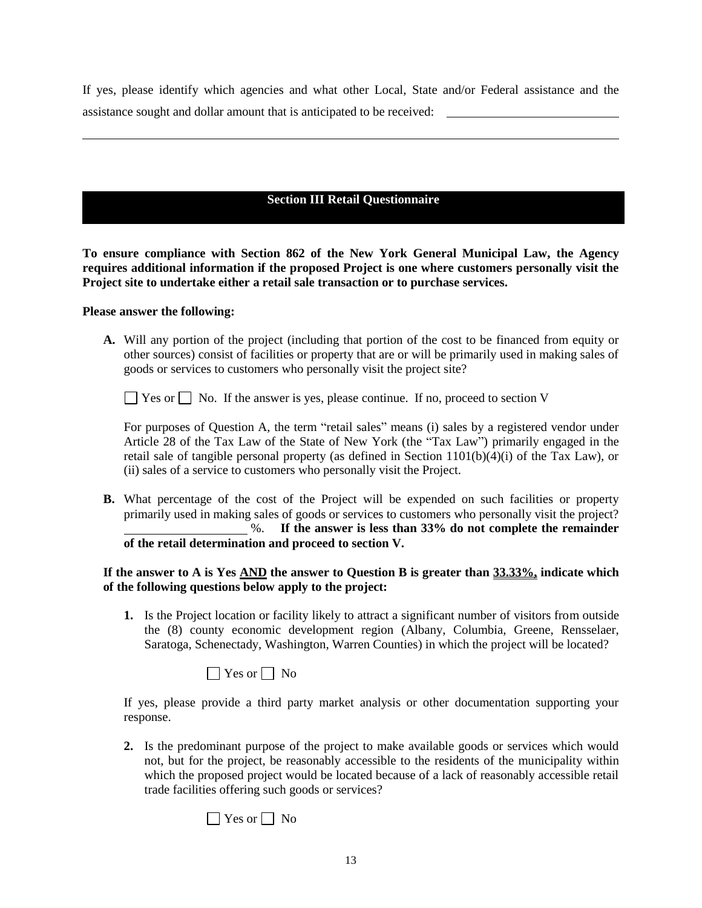If yes, please identify which agencies and what other Local, State and/or Federal assistance and the assistance sought and dollar amount that is anticipated to be received: ____________________________

______________________________________________________________________________

## Section III Retail Questionnaire

**To ensure compliance with Section 862 of the New York General Municipal Law, the Agency requires additional information if the proposed Project is one where customers personally visit the Project site to undertake either a retail sale transaction or to purchase services.**

**Please answer the following:**

**A.** Will any portion of the project (including that portion of the cost to be financed from equity or other sources) consist of facilities or property that are or will be primarily used in making sales of goods or services to customers who personally visit the project site?

☐ Yes or ☐ No. If the answer is yes, please continue. If no, proceed to section V

For purposes of Question A, the term "retail sales" means (i) sales by a registered vendor under Article 28 of the Tax Law of the State of New York (the "Tax Law") primarily engaged in the retail sale of tangible personal property (as defined in Section 1101(b)(4)(i) of the Tax Law), or (ii) sales of a service to customers who personally visit the Project.

**B.** What percentage of the cost of the Project will be expended on such facilities or property primarily used in making sales of goods or services to customers who personally visit the project? ____________________ %. **If the answer is less than 33% do not complete the remainder of the retail determination and proceed to section V.**

**If the answer to A is Yes <u>AND</u> the answer to Question B is greater than <u>33.33%,</u> indicate which of the following questions below apply to the project:**

**1.** Is the Project location or facility likely to attract a significant number of visitors from outside the (8) county economic development region (Albany, Columbia, Greene, Rensselaer, Saratoga, Schenectady, Washington, Warren Counties) in which the project will be located?

☐ Yes or ☐ No

If yes, please provide a third party market analysis or other documentation supporting your response.

**2.** Is the predominant purpose of the project to make available goods or services which would not, but for the project, be reasonably accessible to the residents of the municipality within which the proposed project would be located because of a lack of reasonably accessible retail trade facilities offering such goods or services?

☐ Yes or ☐ No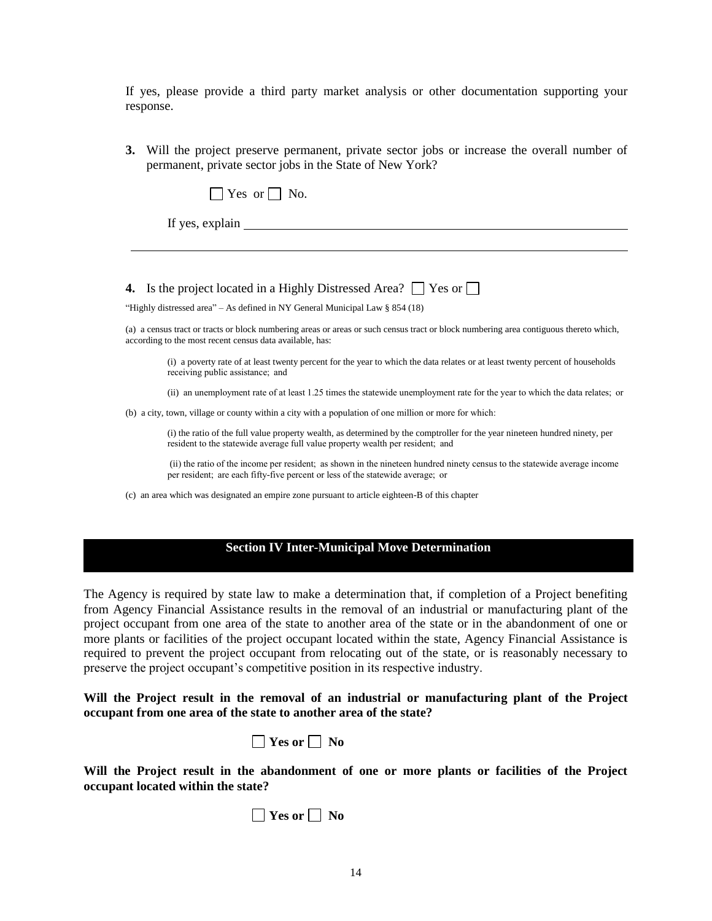If yes, please provide a third party market analysis or other documentation supporting your response.

**3.** Will the project preserve permanent, private sector jobs or increase the overall number of permanent, private sector jobs in the State of New York?

☐ Yes or ☐ No.

If yes, explain \_\_\_\_\_\_\_\_\_\_\_\_\_\_\_\_\_\_\_\_\_\_\_\_\_\_\_\_\_\_\_\_\_\_\_\_\_\_\_\_\_\_\_\_\_\_\_\_\_\_\_\_\_\_\_\_\_\_\_\_

\_\_\_\_\_\_\_\_\_\_\_\_\_\_\_\_\_\_\_\_\_\_\_\_\_\_\_\_\_\_\_\_\_\_\_\_\_\_\_\_\_\_\_\_\_\_\_\_\_\_\_\_\_\_\_\_\_\_\_\_\_\_\_\_\_\_\_\_\_\_\_\_\_\_\_\_

**4.** Is the project located in a Highly Distressed Area? ☐ Yes or ☐

"Highly distressed area" – As defined in NY General Municipal Law § 854 (18)

(a) a census tract or tracts or block numbering areas or areas or such census tract or block numbering area contiguous thereto which, according to the most recent census data available, has:

> (i) a poverty rate of at least twenty percent for the year to which the data relates or at least twenty percent of households receiving public assistance; and
>
> (ii) an unemployment rate of at least 1.25 times the statewide unemployment rate for the year to which the data relates; or

(b) a city, town, village or county within a city with a population of one million or more for which:

> (i) the ratio of the full value property wealth, as determined by the comptroller for the year nineteen hundred ninety, per resident to the statewide average full value property wealth per resident; and
>
> (ii) the ratio of the income per resident; as shown in the nineteen hundred ninety census to the statewide average income per resident; are each fifty-five percent or less of the statewide average; or

(c) an area which was designated an empire zone pursuant to article eighteen-B of this chapter

## Section IV Inter-Municipal Move Determination

The Agency is required by state law to make a determination that, if completion of a Project benefiting from Agency Financial Assistance results in the removal of an industrial or manufacturing plant of the project occupant from one area of the state to another area of the state or in the abandonment of one or more plants or facilities of the project occupant located within the state, Agency Financial Assistance is required to prevent the project occupant from relocating out of the state, or is reasonably necessary to preserve the project occupant's competitive position in its respective industry.

**Will the Project result in the removal of an industrial or manufacturing plant of the Project occupant from one area of the state to another area of the state?**

☐ **Yes or** ☐ **No**

**Will the Project result in the abandonment of one or more plants or facilities of the Project occupant located within the state?**

☐ **Yes or** ☐ **No**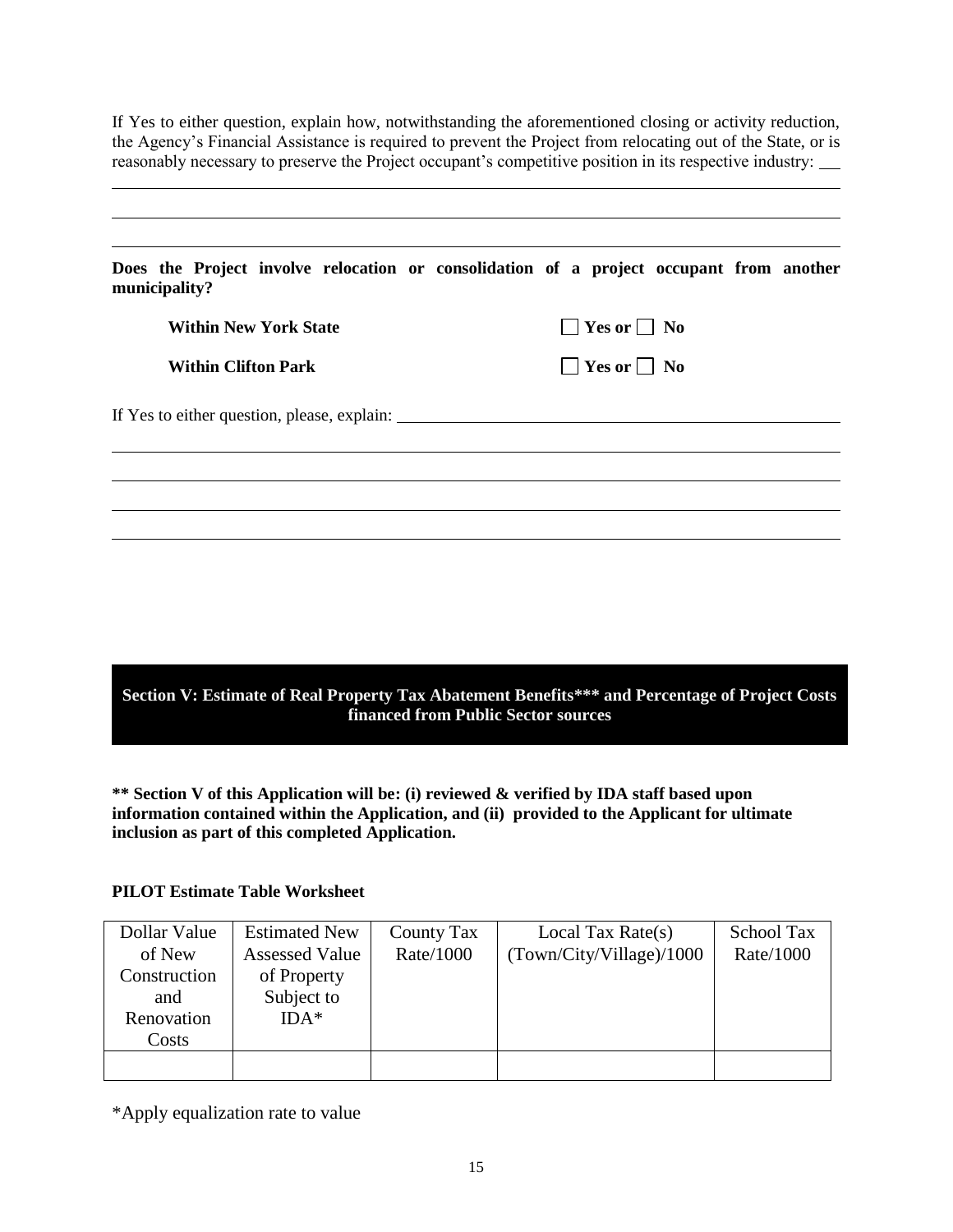If Yes to either question, explain how, notwithstanding the aforementioned closing or activity reduction, the Agency's Financial Assistance is required to prevent the Project from relocating out of the State, or is reasonably necessary to preserve the Project occupant's competitive position in its respective industry: ___

___

___

___

**Does the Project involve relocation or consolidation of a project occupant from another municipality?**

**Within New York State** ☐ **Yes or** ☐ **No**

**Within Clifton Park** ☐ **Yes or** ☐ **No**

If Yes to either question, please, explain: ___

___

___

___

___

## Section V: Estimate of Real Property Tax Abatement Benefits*** and Percentage of Project Costs financed from Public Sector sources

**** Section V of this Application will be: (i) reviewed & verified by IDA staff based upon information contained within the Application, and (ii) provided to the Applicant for ultimate inclusion as part of this completed Application.**

**PILOT Estimate Table Worksheet**

| Dollar Value of New Construction and Renovation Costs | Estimated New Assessed Value of Property Subject to IDA* | County Tax Rate/1000 | Local Tax Rate(s) (Town/City/Village)/1000 | School Tax Rate/1000 |
|---|---|---|---|---|
| | | | | |

*Apply equalization rate to value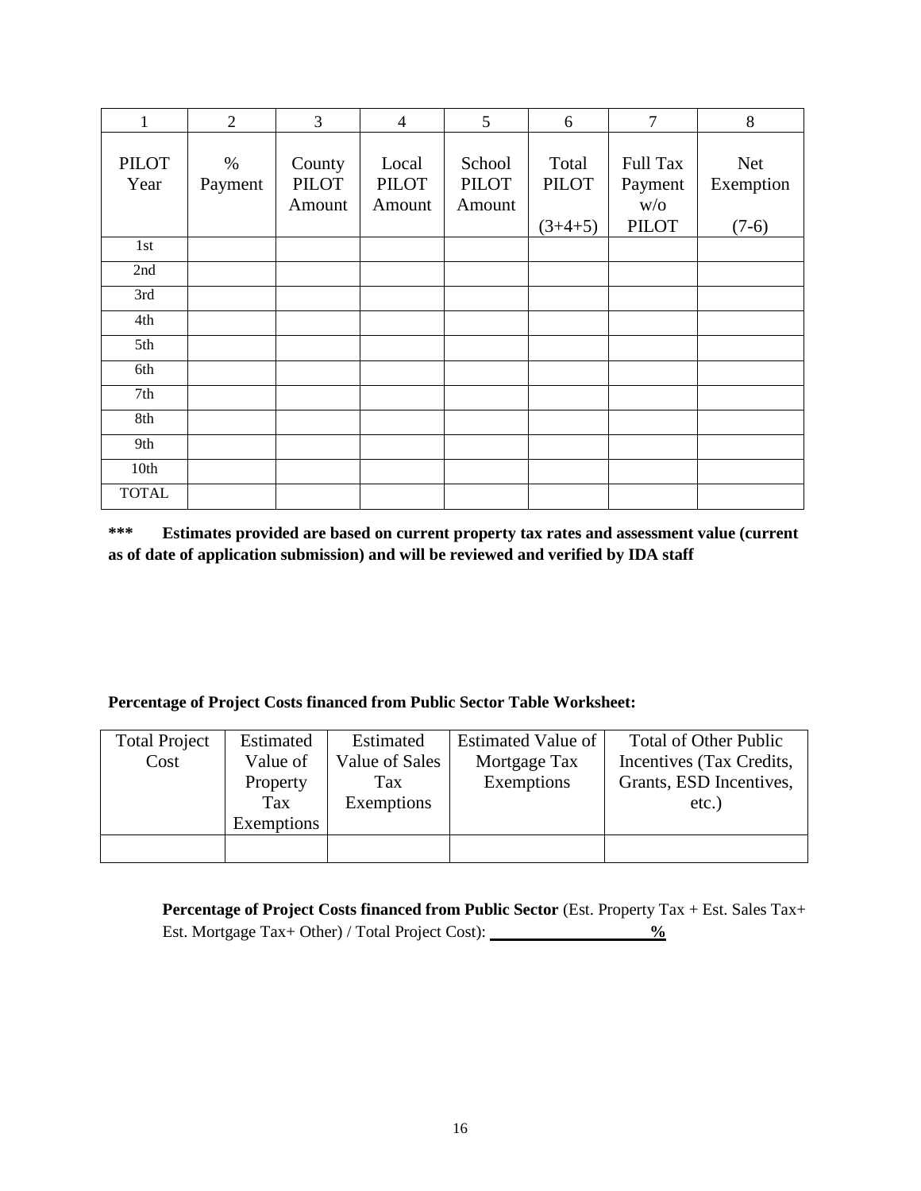| 1 | 2 | 3 | 4 | 5 | 6 | 7 | 8 |
|---|---|---|---|---|---|---|---|
| PILOT Year | % Payment | County PILOT Amount | Local PILOT Amount | School PILOT Amount | Total PILOT (3+4+5) | Full Tax Payment w/o PILOT | Net Exemption (7-6) |
| 1st | | | | | | | |
| 2nd | | | | | | | |
| 3rd | | | | | | | |
| 4th | | | | | | | |
| 5th | | | | | | | |
| 6th | | | | | | | |
| 7th | | | | | | | |
| 8th | | | | | | | |
| 9th | | | | | | | |
| 10th | | | | | | | |
| TOTAL | | | | | | | |

**\*\*\* Estimates provided are based on current property tax rates and assessment value (current as of date of application submission) and will be reviewed and verified by IDA staff**

**Percentage of Project Costs financed from Public Sector Table Worksheet:**

| Total Project Cost | Estimated Value of Property Tax Exemptions | Estimated Value of Sales Tax Exemptions | Estimated Value of Mortgage Tax Exemptions | Total of Other Public Incentives (Tax Credits, Grants, ESD Incentives, etc.) |
|---|---|---|---|---|
| | | | | |

**Percentage of Project Costs financed from Public Sector** (Est. Property Tax + Est. Sales Tax+ Est. Mortgage Tax+ Other) / Total Project Cost): ____________________**%**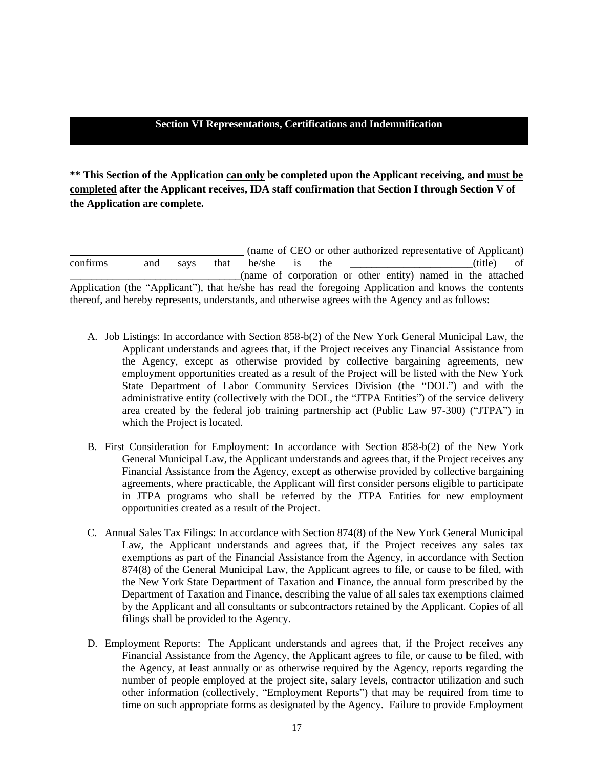## Section VI Representations, Certifications and Indemnification

**\*\* This Section of the Application <u>can only</u> be completed upon the Applicant receiving, and <u>must be completed</u> after the Applicant receives, IDA staff confirmation that Section I through Section V of the Application are complete.**

________________________________ (name of CEO or other authorized representative of Applicant) confirms and says that he/she is the _______________________(title) of ________________________________(name of corporation or other entity) named in the attached Application (the "Applicant"), that he/she has read the foregoing Application and knows the contents thereof, and hereby represents, understands, and otherwise agrees with the Agency and as follows:

A. Job Listings: In accordance with Section 858-b(2) of the New York General Municipal Law, the Applicant understands and agrees that, if the Project receives any Financial Assistance from the Agency, except as otherwise provided by collective bargaining agreements, new employment opportunities created as a result of the Project will be listed with the New York State Department of Labor Community Services Division (the "DOL") and with the administrative entity (collectively with the DOL, the "JTPA Entities") of the service delivery area created by the federal job training partnership act (Public Law 97-300) ("JTPA") in which the Project is located.

B. First Consideration for Employment: In accordance with Section 858-b(2) of the New York General Municipal Law, the Applicant understands and agrees that, if the Project receives any Financial Assistance from the Agency, except as otherwise provided by collective bargaining agreements, where practicable, the Applicant will first consider persons eligible to participate in JTPA programs who shall be referred by the JTPA Entities for new employment opportunities created as a result of the Project.

C. Annual Sales Tax Filings: In accordance with Section 874(8) of the New York General Municipal Law, the Applicant understands and agrees that, if the Project receives any sales tax exemptions as part of the Financial Assistance from the Agency, in accordance with Section 874(8) of the General Municipal Law, the Applicant agrees to file, or cause to be filed, with the New York State Department of Taxation and Finance, the annual form prescribed by the Department of Taxation and Finance, describing the value of all sales tax exemptions claimed by the Applicant and all consultants or subcontractors retained by the Applicant. Copies of all filings shall be provided to the Agency.

D. Employment Reports: The Applicant understands and agrees that, if the Project receives any Financial Assistance from the Agency, the Applicant agrees to file, or cause to be filed, with the Agency, at least annually or as otherwise required by the Agency, reports regarding the number of people employed at the project site, salary levels, contractor utilization and such other information (collectively, "Employment Reports") that may be required from time to time on such appropriate forms as designated by the Agency. Failure to provide Employment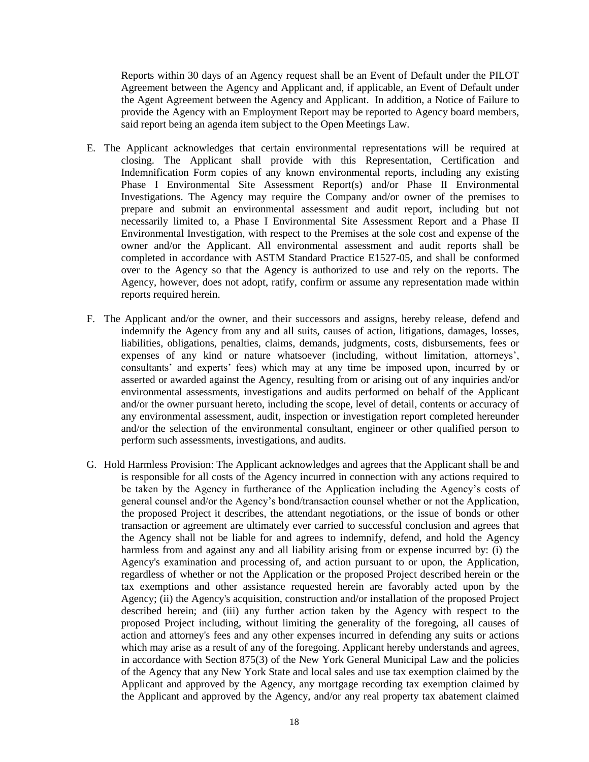Reports within 30 days of an Agency request shall be an Event of Default under the PILOT Agreement between the Agency and Applicant and, if applicable, an Event of Default under the Agent Agreement between the Agency and Applicant. In addition, a Notice of Failure to provide the Agency with an Employment Report may be reported to Agency board members, said report being an agenda item subject to the Open Meetings Law.

E. The Applicant acknowledges that certain environmental representations will be required at closing. The Applicant shall provide with this Representation, Certification and Indemnification Form copies of any known environmental reports, including any existing Phase I Environmental Site Assessment Report(s) and/or Phase II Environmental Investigations. The Agency may require the Company and/or owner of the premises to prepare and submit an environmental assessment and audit report, including but not necessarily limited to, a Phase I Environmental Site Assessment Report and a Phase II Environmental Investigation, with respect to the Premises at the sole cost and expense of the owner and/or the Applicant. All environmental assessment and audit reports shall be completed in accordance with ASTM Standard Practice E1527-05, and shall be conformed over to the Agency so that the Agency is authorized to use and rely on the reports. The Agency, however, does not adopt, ratify, confirm or assume any representation made within reports required herein.

F. The Applicant and/or the owner, and their successors and assigns, hereby release, defend and indemnify the Agency from any and all suits, causes of action, litigations, damages, losses, liabilities, obligations, penalties, claims, demands, judgments, costs, disbursements, fees or expenses of any kind or nature whatsoever (including, without limitation, attorneys', consultants' and experts' fees) which may at any time be imposed upon, incurred by or asserted or awarded against the Agency, resulting from or arising out of any inquiries and/or environmental assessments, investigations and audits performed on behalf of the Applicant and/or the owner pursuant hereto, including the scope, level of detail, contents or accuracy of any environmental assessment, audit, inspection or investigation report completed hereunder and/or the selection of the environmental consultant, engineer or other qualified person to perform such assessments, investigations, and audits.

G. Hold Harmless Provision: The Applicant acknowledges and agrees that the Applicant shall be and is responsible for all costs of the Agency incurred in connection with any actions required to be taken by the Agency in furtherance of the Application including the Agency's costs of general counsel and/or the Agency's bond/transaction counsel whether or not the Application, the proposed Project it describes, the attendant negotiations, or the issue of bonds or other transaction or agreement are ultimately ever carried to successful conclusion and agrees that the Agency shall not be liable for and agrees to indemnify, defend, and hold the Agency harmless from and against any and all liability arising from or expense incurred by: (i) the Agency's examination and processing of, and action pursuant to or upon, the Application, regardless of whether or not the Application or the proposed Project described herein or the tax exemptions and other assistance requested herein are favorably acted upon by the Agency; (ii) the Agency's acquisition, construction and/or installation of the proposed Project described herein; and (iii) any further action taken by the Agency with respect to the proposed Project including, without limiting the generality of the foregoing, all causes of action and attorney's fees and any other expenses incurred in defending any suits or actions which may arise as a result of any of the foregoing. Applicant hereby understands and agrees, in accordance with Section 875(3) of the New York General Municipal Law and the policies of the Agency that any New York State and local sales and use tax exemption claimed by the Applicant and approved by the Agency, any mortgage recording tax exemption claimed by the Applicant and approved by the Agency, and/or any real property tax abatement claimed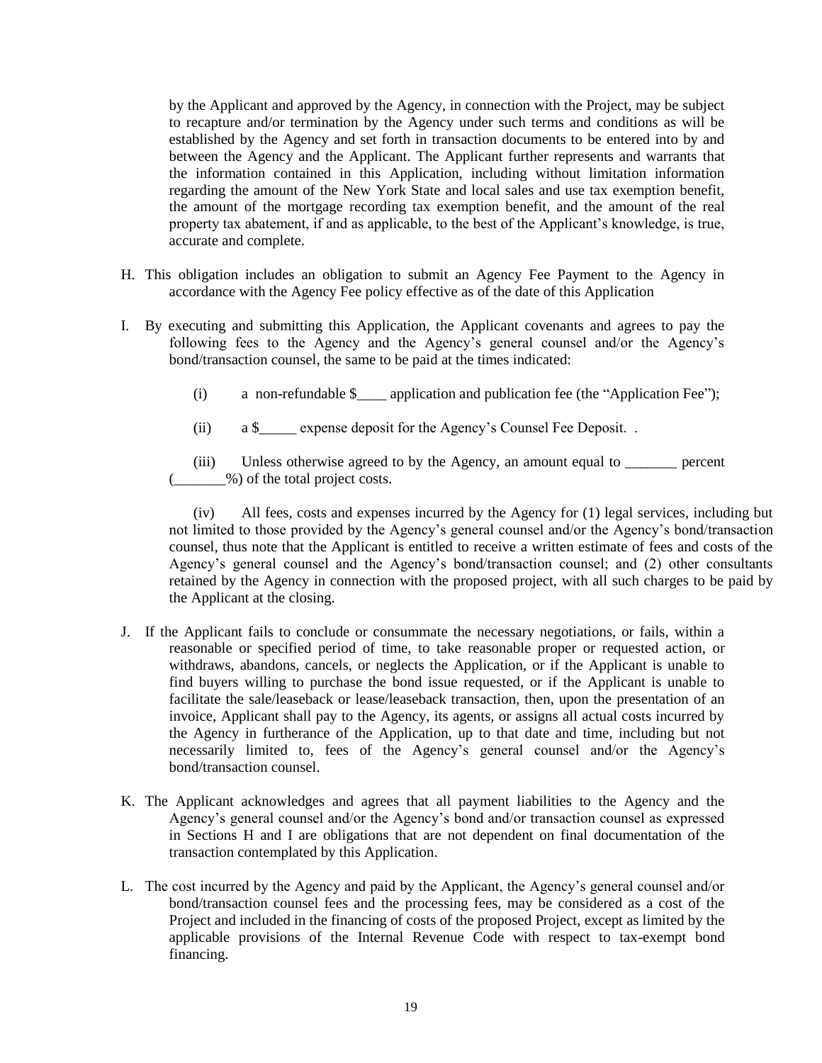by the Applicant and approved by the Agency, in connection with the Project, may be subject to recapture and/or termination by the Agency under such terms and conditions as will be established by the Agency and set forth in transaction documents to be entered into by and between the Agency and the Applicant. The Applicant further represents and warrants that the information contained in this Application, including without limitation information regarding the amount of the New York State and local sales and use tax exemption benefit, the amount of the mortgage recording tax exemption benefit, and the amount of the real property tax abatement, if and as applicable, to the best of the Applicant's knowledge, is true, accurate and complete.

H. This obligation includes an obligation to submit an Agency Fee Payment to the Agency in accordance with the Agency Fee policy effective as of the date of this Application

I. By executing and submitting this Application, the Applicant covenants and agrees to pay the following fees to the Agency and the Agency's general counsel and/or the Agency's bond/transaction counsel, the same to be paid at the times indicated:

(i) a non-refundable $____ application and publication fee (the "Application Fee");

(ii) a $_____ expense deposit for the Agency's Counsel Fee Deposit. .

(iii) Unless otherwise agreed to by the Agency, an amount equal to _______ percent (_______%) of the total project costs.

(iv) All fees, costs and expenses incurred by the Agency for (1) legal services, including but not limited to those provided by the Agency's general counsel and/or the Agency's bond/transaction counsel, thus note that the Applicant is entitled to receive a written estimate of fees and costs of the Agency's general counsel and the Agency's bond/transaction counsel; and (2) other consultants retained by the Agency in connection with the proposed project, with all such charges to be paid by the Applicant at the closing.

J. If the Applicant fails to conclude or consummate the necessary negotiations, or fails, within a reasonable or specified period of time, to take reasonable proper or requested action, or withdraws, abandons, cancels, or neglects the Application, or if the Applicant is unable to find buyers willing to purchase the bond issue requested, or if the Applicant is unable to facilitate the sale/leaseback or lease/leaseback transaction, then, upon the presentation of an invoice, Applicant shall pay to the Agency, its agents, or assigns all actual costs incurred by the Agency in furtherance of the Application, up to that date and time, including but not necessarily limited to, fees of the Agency's general counsel and/or the Agency's bond/transaction counsel.

K. The Applicant acknowledges and agrees that all payment liabilities to the Agency and the Agency's general counsel and/or the Agency's bond and/or transaction counsel as expressed in Sections H and I are obligations that are not dependent on final documentation of the transaction contemplated by this Application.

L. The cost incurred by the Agency and paid by the Applicant, the Agency's general counsel and/or bond/transaction counsel fees and the processing fees, may be considered as a cost of the Project and included in the financing of costs of the proposed Project, except as limited by the applicable provisions of the Internal Revenue Code with respect to tax-exempt bond financing.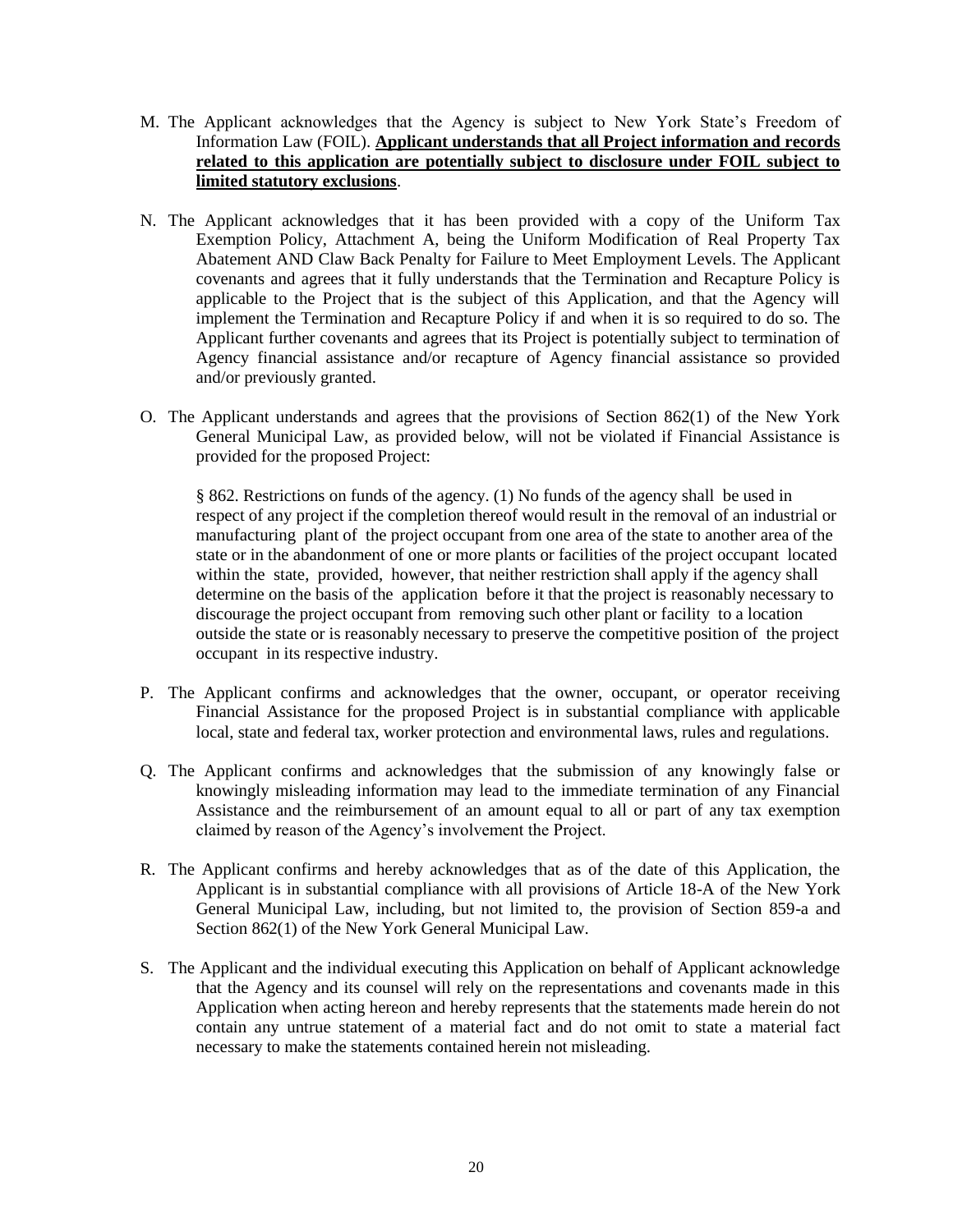M. The Applicant acknowledges that the Agency is subject to New York State's Freedom of Information Law (FOIL). **Applicant understands that all Project information and records related to this application are potentially subject to disclosure under FOIL subject to limited statutory exclusions**.

N. The Applicant acknowledges that it has been provided with a copy of the Uniform Tax Exemption Policy, Attachment A, being the Uniform Modification of Real Property Tax Abatement AND Claw Back Penalty for Failure to Meet Employment Levels. The Applicant covenants and agrees that it fully understands that the Termination and Recapture Policy is applicable to the Project that is the subject of this Application, and that the Agency will implement the Termination and Recapture Policy if and when it is so required to do so. The Applicant further covenants and agrees that its Project is potentially subject to termination of Agency financial assistance and/or recapture of Agency financial assistance so provided and/or previously granted.

O. The Applicant understands and agrees that the provisions of Section 862(1) of the New York General Municipal Law, as provided below, will not be violated if Financial Assistance is provided for the proposed Project:

    § 862. Restrictions on funds of the agency. (1) No funds of the agency shall be used in respect of any project if the completion thereof would result in the removal of an industrial or manufacturing plant of the project occupant from one area of the state to another area of the state or in the abandonment of one or more plants or facilities of the project occupant located within the state, provided, however, that neither restriction shall apply if the agency shall determine on the basis of the application before it that the project is reasonably necessary to discourage the project occupant from removing such other plant or facility to a location outside the state or is reasonably necessary to preserve the competitive position of the project occupant in its respective industry.

P. The Applicant confirms and acknowledges that the owner, occupant, or operator receiving Financial Assistance for the proposed Project is in substantial compliance with applicable local, state and federal tax, worker protection and environmental laws, rules and regulations.

Q. The Applicant confirms and acknowledges that the submission of any knowingly false or knowingly misleading information may lead to the immediate termination of any Financial Assistance and the reimbursement of an amount equal to all or part of any tax exemption claimed by reason of the Agency's involvement the Project.

R. The Applicant confirms and hereby acknowledges that as of the date of this Application, the Applicant is in substantial compliance with all provisions of Article 18-A of the New York General Municipal Law, including, but not limited to, the provision of Section 859-a and Section 862(1) of the New York General Municipal Law.

S. The Applicant and the individual executing this Application on behalf of Applicant acknowledge that the Agency and its counsel will rely on the representations and covenants made in this Application when acting hereon and hereby represents that the statements made herein do not contain any untrue statement of a material fact and do not omit to state a material fact necessary to make the statements contained herein not misleading.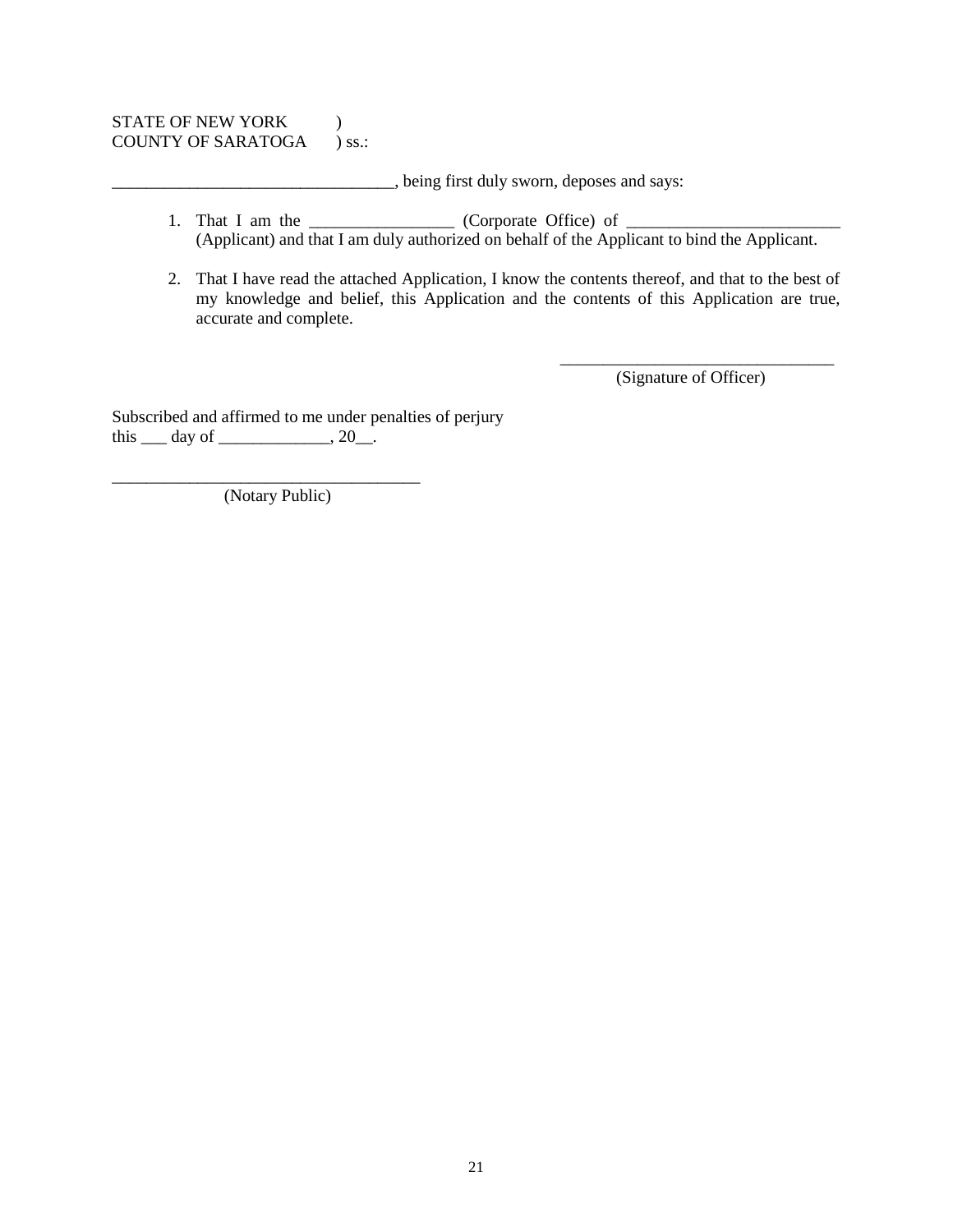STATE OF NEW YORK )
COUNTY OF SARATOGA ) ss.:

________________________________, being first duly sworn, deposes and says:

1. That I am the ________________ (Corporate Office) of ________________________ (Applicant) and that I am duly authorized on behalf of the Applicant to bind the Applicant.

2. That I have read the attached Application, I know the contents thereof, and that to the best of my knowledge and belief, this Application and the contents of this Application are true, accurate and complete.

________________________________
(Signature of Officer)

Subscribed and affirmed to me under penalties of perjury
this ___ day of _____________, 20__.

____________________________________
(Notary Public)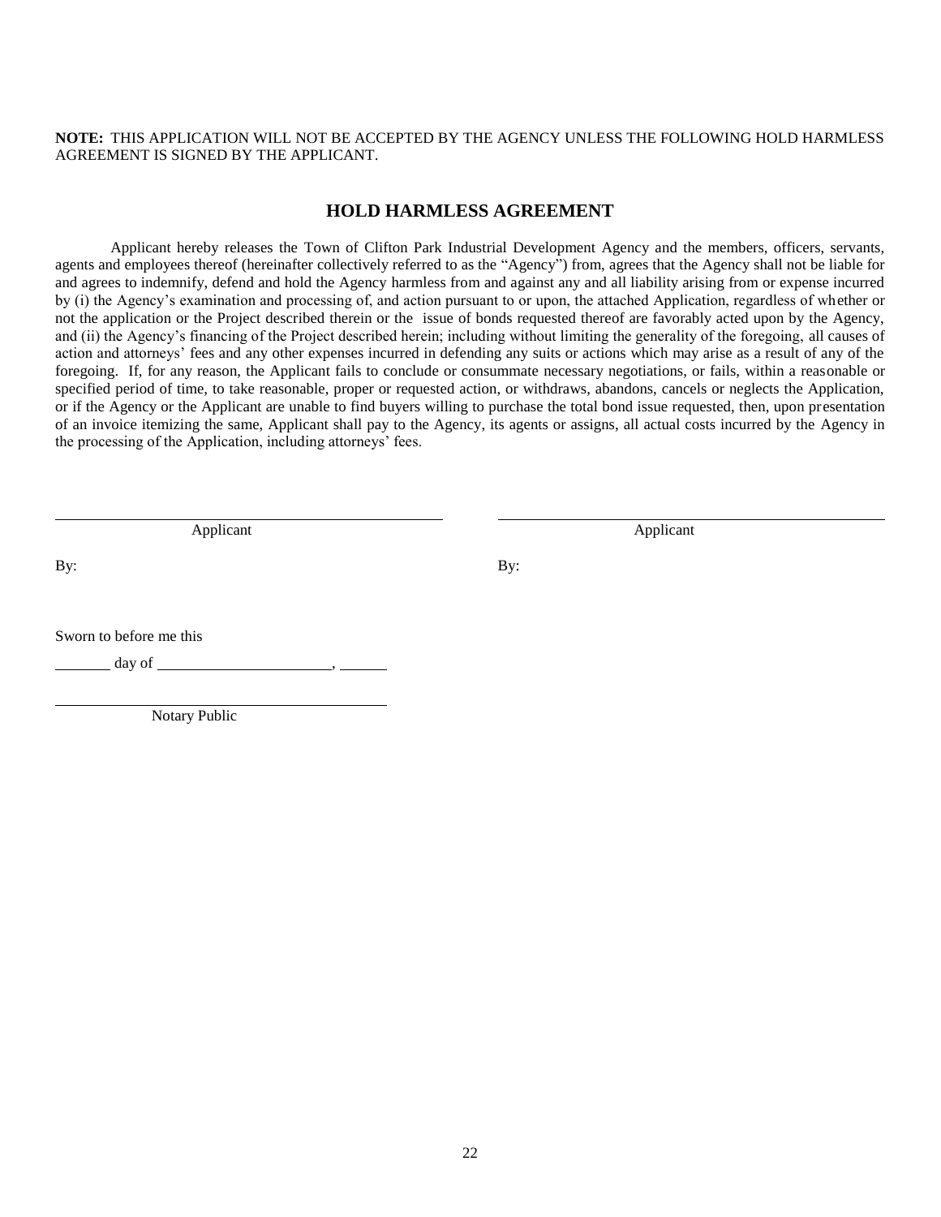**NOTE:** THIS APPLICATION WILL NOT BE ACCEPTED BY THE AGENCY UNLESS THE FOLLOWING HOLD HARMLESS AGREEMENT IS SIGNED BY THE APPLICANT.

## HOLD HARMLESS AGREEMENT

Applicant hereby releases the Town of Clifton Park Industrial Development Agency and the members, officers, servants, agents and employees thereof (hereinafter collectively referred to as the "Agency") from, agrees that the Agency shall not be liable for and agrees to indemnify, defend and hold the Agency harmless from and against any and all liability arising from or expense incurred by (i) the Agency's examination and processing of, and action pursuant to or upon, the attached Application, regardless of whether or not the application or the Project described therein or the issue of bonds requested thereof are favorably acted upon by the Agency, and (ii) the Agency's financing of the Project described herein; including without limiting the generality of the foregoing, all causes of action and attorneys' fees and any other expenses incurred in defending any suits or actions which may arise as a result of any of the foregoing. If, for any reason, the Applicant fails to conclude or consummate necessary negotiations, or fails, within a reasonable or specified period of time, to take reasonable, proper or requested action, or withdraws, abandons, cancels or neglects the Application, or if the Agency or the Applicant are unable to find buyers willing to purchase the total bond issue requested, then, upon presentation of an invoice itemizing the same, Applicant shall pay to the Agency, its agents or assigns, all actual costs incurred by the Agency in the processing of the Application, including attorneys' fees.

\_\_\_\_\_\_\_\_\_\_\_\_\_\_\_\_\_\_\_\_\_\_\_\_\_\_\_\_\_\_\_\_\_\_\_\_\_\_\_\_
Applicant

By:

\_\_\_\_\_\_\_\_\_\_\_\_\_\_\_\_\_\_\_\_\_\_\_\_\_\_\_\_\_\_\_\_\_\_\_\_\_\_\_\_
Applicant

By:

Sworn to before me this

\_\_\_\_\_\_\_ day of \_\_\_\_\_\_\_\_\_\_\_\_\_\_\_\_\_\_\_\_\_\_, \_\_\_\_\_\_

\_\_\_\_\_\_\_\_\_\_\_\_\_\_\_\_\_\_\_\_\_\_\_\_\_\_\_\_\_\_\_\_\_\_\_\_\_\_\_\_
Notary Public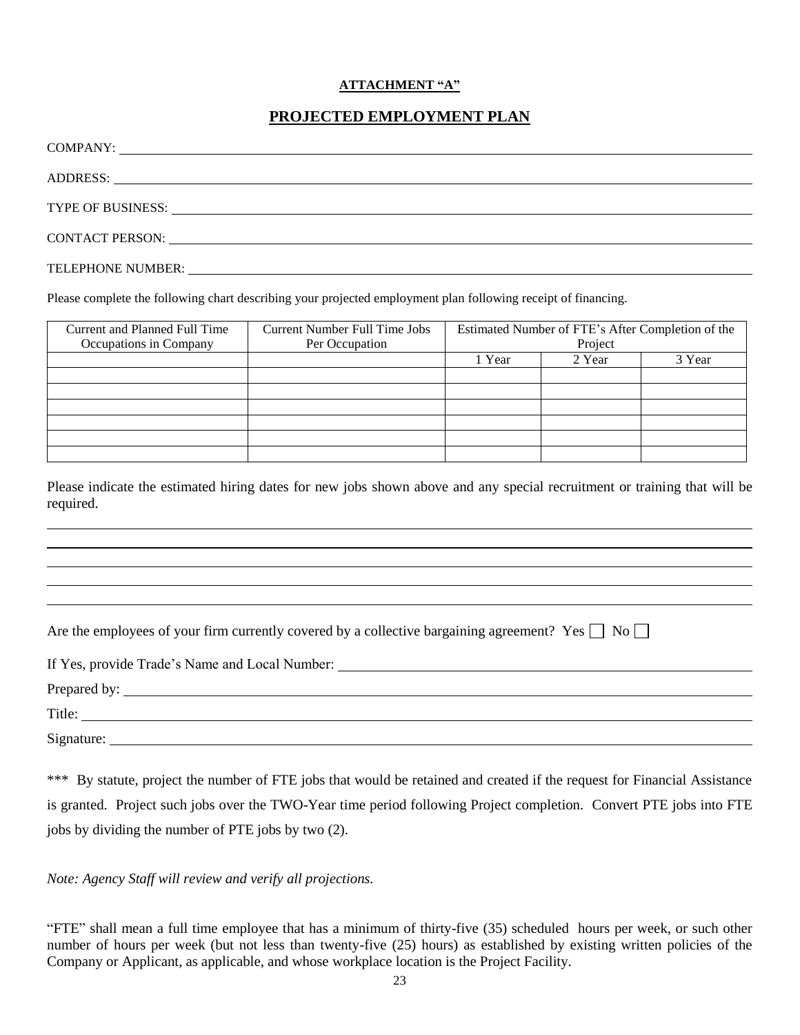**ATTACHMENT "A"**

## PROJECTED EMPLOYMENT PLAN

COMPANY: 

ADDRESS: 

TYPE OF BUSINESS: 

CONTACT PERSON: 

TELEPHONE NUMBER: 

Please complete the following chart describing your projected employment plan following receipt of financing.

| Current and Planned Full Time Occupations in Company | Current Number Full Time Jobs Per Occupation | Estimated Number of FTE's After Completion of the Project | | |
|---|---|---|---|---|
| | | 1 Year | 2 Year | 3 Year |
| | | | | |
| | | | | |
| | | | | |
| | | | | |
| | | | | |
| | | | | |

Please indicate the estimated hiring dates for new jobs shown above and any special recruitment or training that will be required.

Are the employees of your firm currently covered by a collective bargaining agreement? Yes ☐ No ☐

If Yes, provide Trade's Name and Local Number: 

Prepared by: 

Title: 

Signature: 

*** By statute, project the number of FTE jobs that would be retained and created if the request for Financial Assistance is granted. Project such jobs over the TWO-Year time period following Project completion. Convert PTE jobs into FTE jobs by dividing the number of PTE jobs by two (2).

*Note: Agency Staff will review and verify all projections.*

"FTE" shall mean a full time employee that has a minimum of thirty-five (35) scheduled hours per week, or such other number of hours per week (but not less than twenty-five (25) hours) as established by existing written policies of the Company or Applicant, as applicable, and whose workplace location is the Project Facility.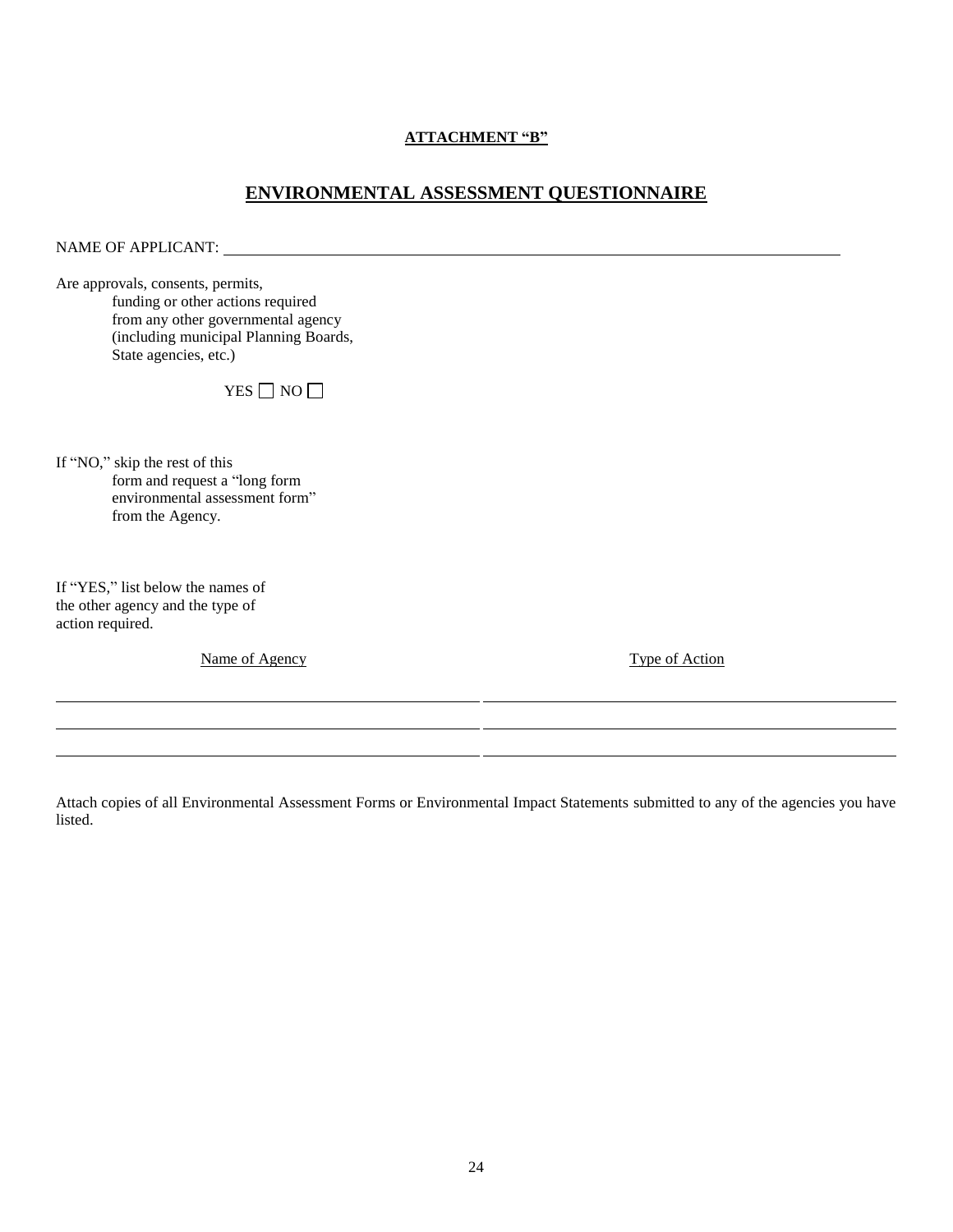**ATTACHMENT "B"**

## ENVIRONMENTAL ASSESSMENT QUESTIONNAIRE

NAME OF APPLICANT: ______________________________________________

Are approvals, consents, permits,
funding or other actions required
from any other governmental agency
(including municipal Planning Boards,
State agencies, etc.)

YES ☐ NO ☐

If "NO," skip the rest of this
form and request a "long form
environmental assessment form"
from the Agency.

If "YES," list below the names of
the other agency and the type of
action required.

| Name of Agency | Type of Action |
| --- | --- |
| | |
| | |
| | |

Attach copies of all Environmental Assessment Forms or Environmental Impact Statements submitted to any of the agencies you have listed.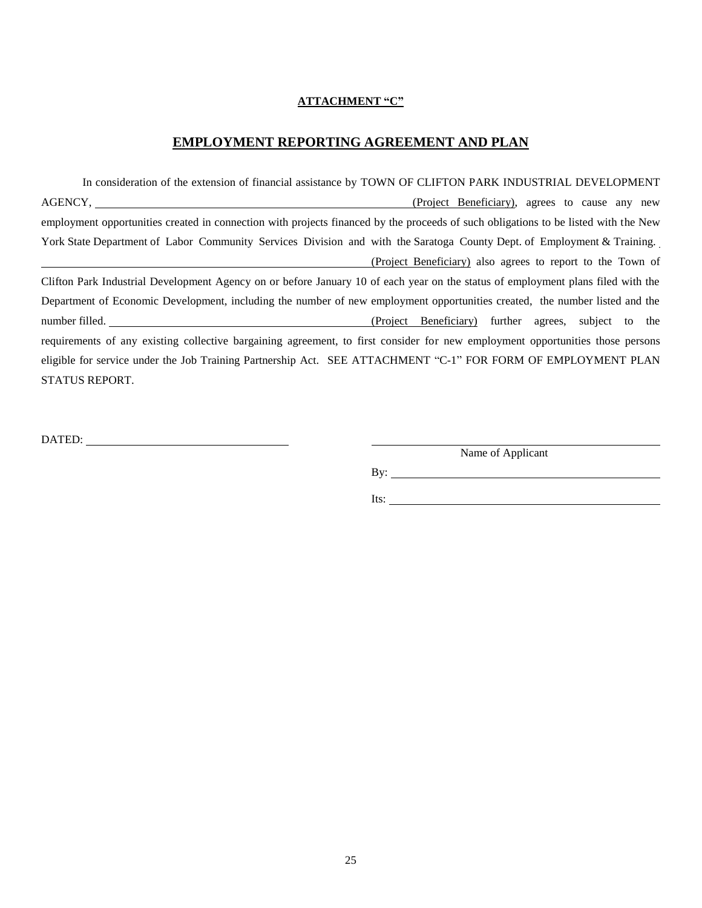**ATTACHMENT "C"**

## EMPLOYMENT REPORTING AGREEMENT AND PLAN

In consideration of the extension of financial assistance by TOWN OF CLIFTON PARK INDUSTRIAL DEVELOPMENT AGENCY, ______________________________ (Project Beneficiary), agrees to cause any new employment opportunities created in connection with projects financed by the proceeds of such obligations to be listed with the New York State Department of Labor Community Services Division and with the Saratoga County Dept. of Employment & Training. ______________________________ (Project Beneficiary) also agrees to report to the Town of Clifton Park Industrial Development Agency on or before January 10 of each year on the status of employment plans filed with the Department of Economic Development, including the number of new employment opportunities created, the number listed and the number filled. ______________________________ (Project Beneficiary) further agrees, subject to the requirements of any existing collective bargaining agreement, to first consider for new employment opportunities those persons eligible for service under the Job Training Partnership Act. SEE ATTACHMENT "C-1" FOR FORM OF EMPLOYMENT PLAN STATUS REPORT.

DATED: ______________________________

______________________________
Name of Applicant

By: ______________________________

Its: ______________________________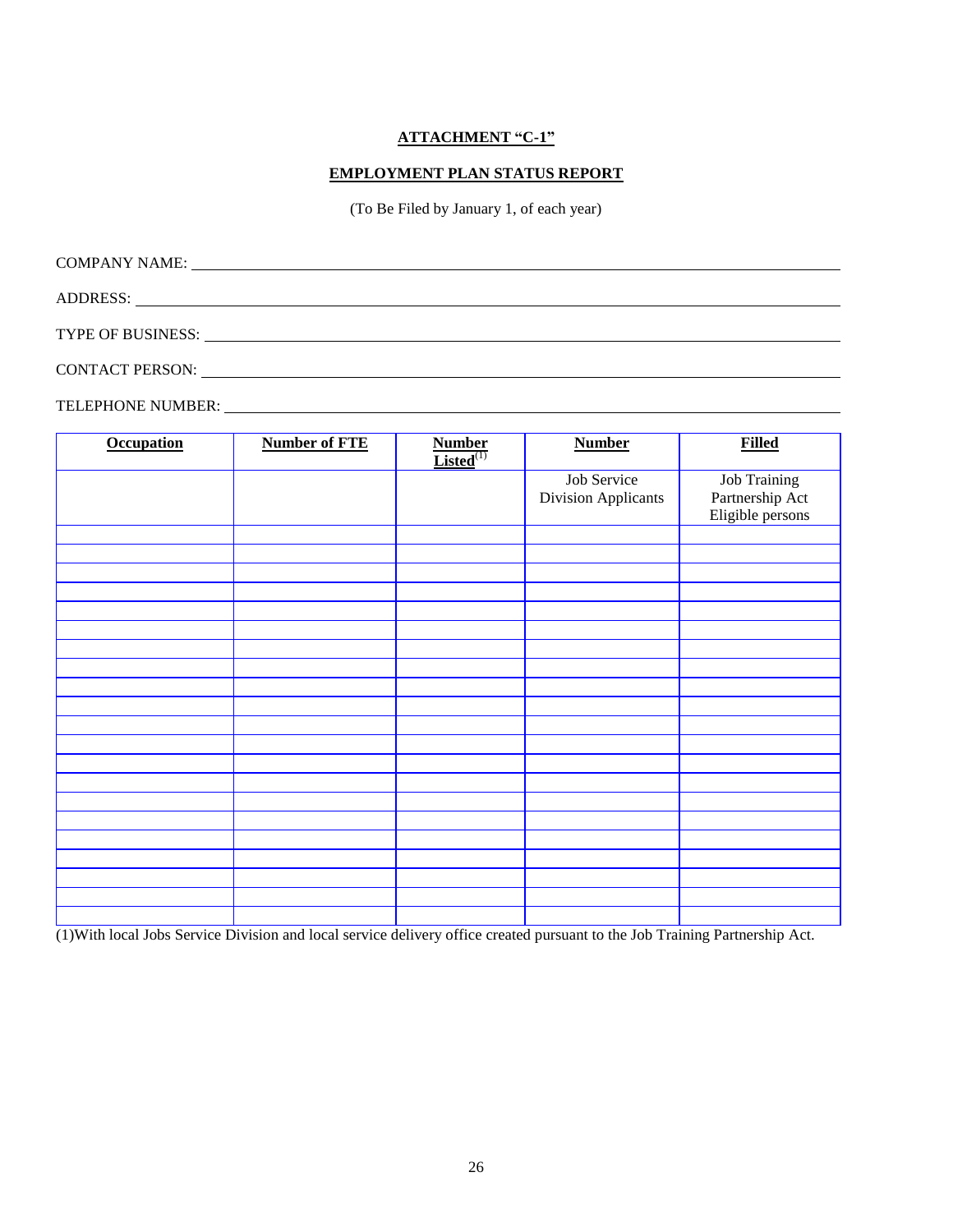## ATTACHMENT "C-1"

## EMPLOYMENT PLAN STATUS REPORT

(To Be Filed by January 1, of each year)

COMPANY NAME: ______________________________

ADDRESS: ______________________________

TYPE OF BUSINESS: ______________________________

CONTACT PERSON: ______________________________

TELEPHONE NUMBER: ______________________________

| **Occupation** | **Number of FTE** | **Number Listed**[(1)] | **Number** | **Filled** |
|---|---|---|---|---|
| | | | Job Service Division Applicants | Job Training Partnership Act Eligible persons |
| | | | | |
| | | | | |
| | | | | |
| | | | | |
| | | | | |
| | | | | |
| | | | | |
| | | | | |
| | | | | |
| | | | | |
| | | | | |
| | | | | |
| | | | | |
| | | | | |
| | | | | |
| | | | | |
| | | | | |
| | | | | |
| | | | | |
| | | | | |
| | | | | |

(1)With local Jobs Service Division and local service delivery office created pursuant to the Job Training Partnership Act.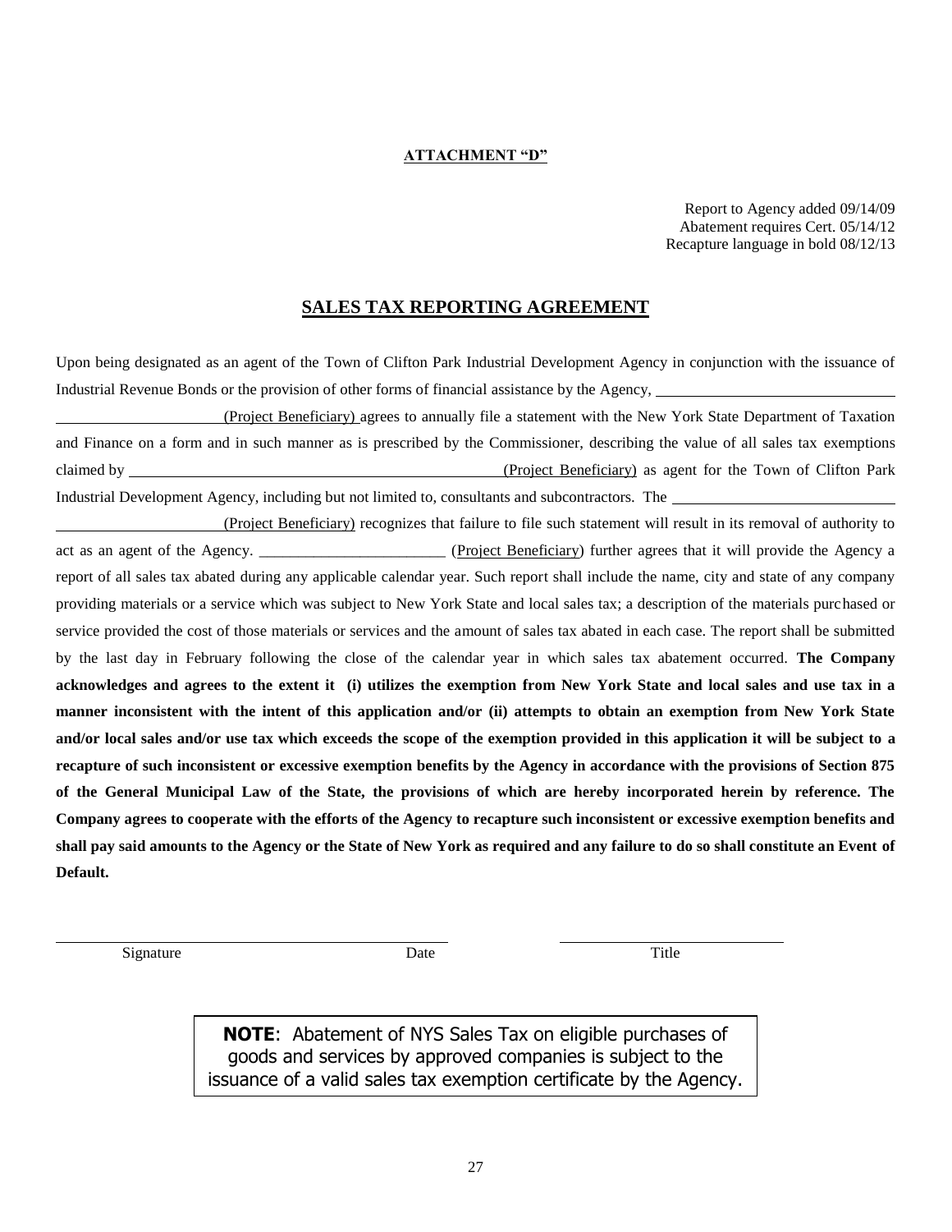**ATTACHMENT "D"**

Report to Agency added 09/14/09
Abatement requires Cert. 05/14/12
Recapture language in bold 08/12/13

## SALES TAX REPORTING AGREEMENT

Upon being designated as an agent of the Town of Clifton Park Industrial Development Agency in conjunction with the issuance of Industrial Revenue Bonds or the provision of other forms of financial assistance by the Agency, ______________________________ ______________________ (Project Beneficiary) agrees to annually file a statement with the New York State Department of Taxation and Finance on a form and in such manner as is prescribed by the Commissioner, describing the value of all sales tax exemptions claimed by ______________________________________________ (Project Beneficiary) as agent for the Town of Clifton Park Industrial Development Agency, including but not limited to, consultants and subcontractors. The ______________________________ ______________________ (Project Beneficiary) recognizes that failure to file such statement will result in its removal of authority to act as an agent of the Agency. ________________________ (Project Beneficiary) further agrees that it will provide the Agency a report of all sales tax abated during any applicable calendar year. Such report shall include the name, city and state of any company providing materials or a service which was subject to New York State and local sales tax; a description of the materials purchased or service provided the cost of those materials or services and the amount of sales tax abated in each case. The report shall be submitted by the last day in February following the close of the calendar year in which sales tax abatement occurred. **The Company acknowledges and agrees to the extent it (i) utilizes the exemption from New York State and local sales and use tax in a manner inconsistent with the intent of this application and/or (ii) attempts to obtain an exemption from New York State and/or local sales and/or use tax which exceeds the scope of the exemption provided in this application it will be subject to a recapture of such inconsistent or excessive exemption benefits by the Agency in accordance with the provisions of Section 875 of the General Municipal Law of the State, the provisions of which are hereby incorporated herein by reference. The Company agrees to cooperate with the efforts of the Agency to recapture such inconsistent or excessive exemption benefits and shall pay said amounts to the Agency or the State of New York as required and any failure to do so shall constitute an Event of Default.**

_______________________________________________ _______________________________

Signature Date Title

**NOTE**: Abatement of NYS Sales Tax on eligible purchases of goods and services by approved companies is subject to the issuance of a valid sales tax exemption certificate by the Agency.